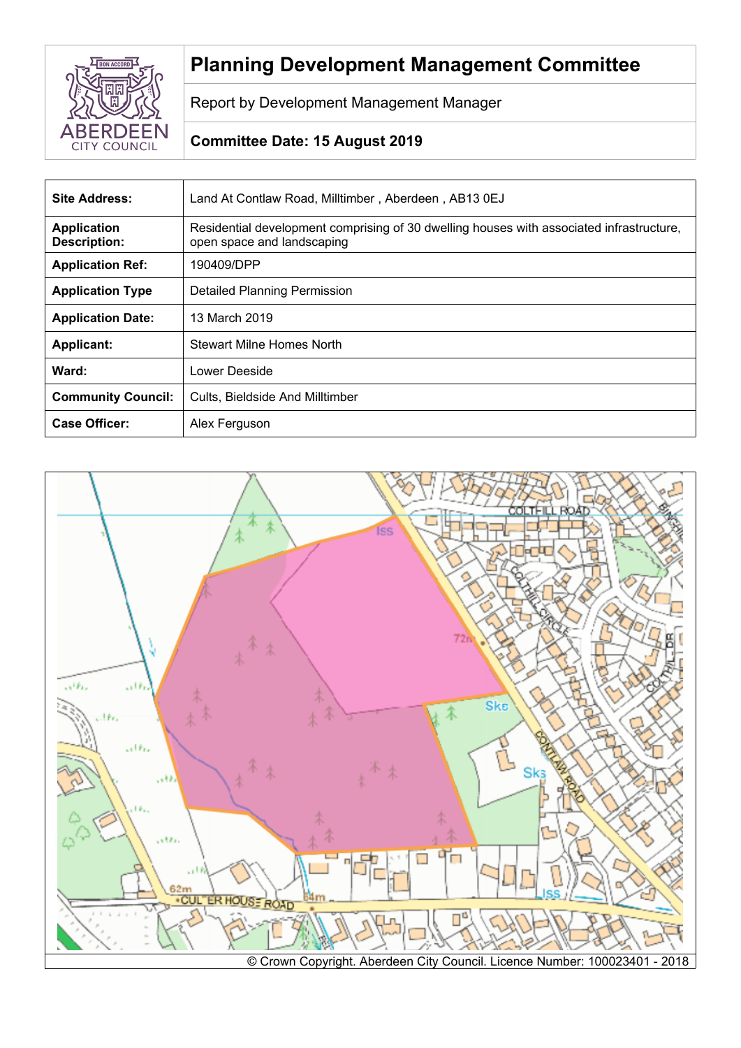# Planning Development Management Committee

Report by Development Management Manager

**Committee Date: 15 August 2019**

| | |
|---|---|
| **Site Address:** | Land At Contlaw Road, Milltimber , Aberdeen , AB13 0EJ |
| **Application Description:** | Residential development comprising of 30 dwelling houses with associated infrastructure, open space and landscaping |
| **Application Ref:** | 190409/DPP |
| **Application Type** | Detailed Planning Permission |
| **Application Date:** | 13 March 2019 |
| **Applicant:** | Stewart Milne Homes North |
| **Ward:** | Lower Deeside |
| **Community Council:** | Cults, Bieldside And Milltimber |
| **Case Officer:** | Alex Ferguson |

© Crown Copyright. Aberdeen City Council. Licence Number: 100023401 - 2018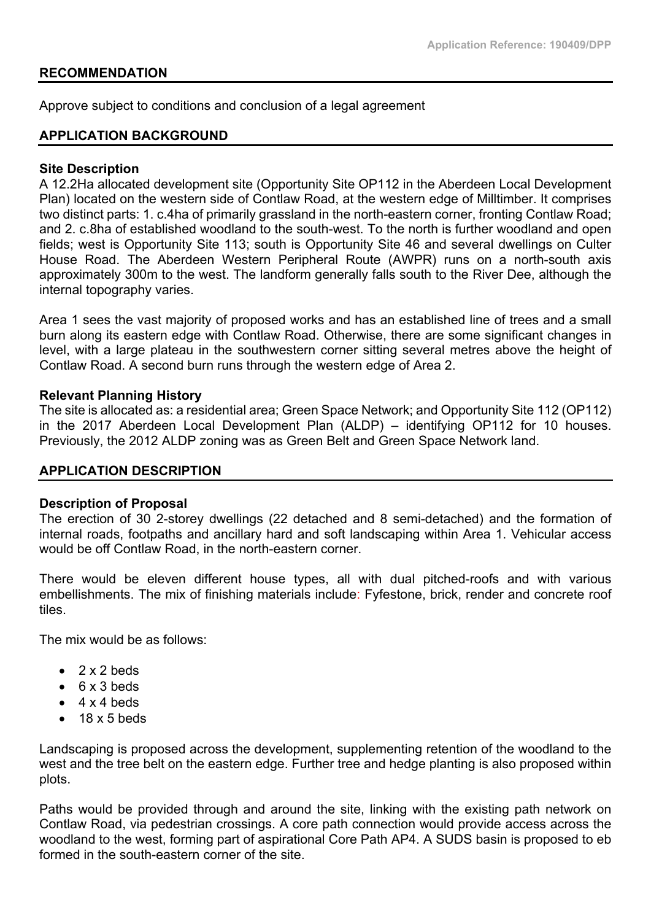## RECOMMENDATION

Approve subject to conditions and conclusion of a legal agreement

## APPLICATION BACKGROUND

### Site Description

A 12.2Ha allocated development site (Opportunity Site OP112 in the Aberdeen Local Development Plan) located on the western side of Contlaw Road, at the western edge of Milltimber. It comprises two distinct parts: 1. c.4ha of primarily grassland in the north-eastern corner, fronting Contlaw Road; and 2. c.8ha of established woodland to the south-west. To the north is further woodland and open fields; west is Opportunity Site 113; south is Opportunity Site 46 and several dwellings on Culter House Road. The Aberdeen Western Peripheral Route (AWPR) runs on a north-south axis approximately 300m to the west. The landform generally falls south to the River Dee, although the internal topography varies.

Area 1 sees the vast majority of proposed works and has an established line of trees and a small burn along its eastern edge with Contlaw Road. Otherwise, there are some significant changes in level, with a large plateau in the southwestern corner sitting several metres above the height of Contlaw Road. A second burn runs through the western edge of Area 2.

### Relevant Planning History

The site is allocated as: a residential area; Green Space Network; and Opportunity Site 112 (OP112) in the 2017 Aberdeen Local Development Plan (ALDP) – identifying OP112 for 10 houses. Previously, the 2012 ALDP zoning was as Green Belt and Green Space Network land.

## APPLICATION DESCRIPTION

### Description of Proposal

The erection of 30 2-storey dwellings (22 detached and 8 semi-detached) and the formation of internal roads, footpaths and ancillary hard and soft landscaping within Area 1. Vehicular access would be off Contlaw Road, in the north-eastern corner.

There would be eleven different house types, all with dual pitched-roofs and with various embellishments. The mix of finishing materials include: Fyfestone, brick, render and concrete roof tiles.

The mix would be as follows:

- 2 x 2 beds
- 6 x 3 beds
- 4 x 4 beds
- 18 x 5 beds

Landscaping is proposed across the development, supplementing retention of the woodland to the west and the tree belt on the eastern edge. Further tree and hedge planting is also proposed within plots.

Paths would be provided through and around the site, linking with the existing path network on Contlaw Road, via pedestrian crossings. A core path connection would provide access across the woodland to the west, forming part of aspirational Core Path AP4. A SUDS basin is proposed to eb formed in the south-eastern corner of the site.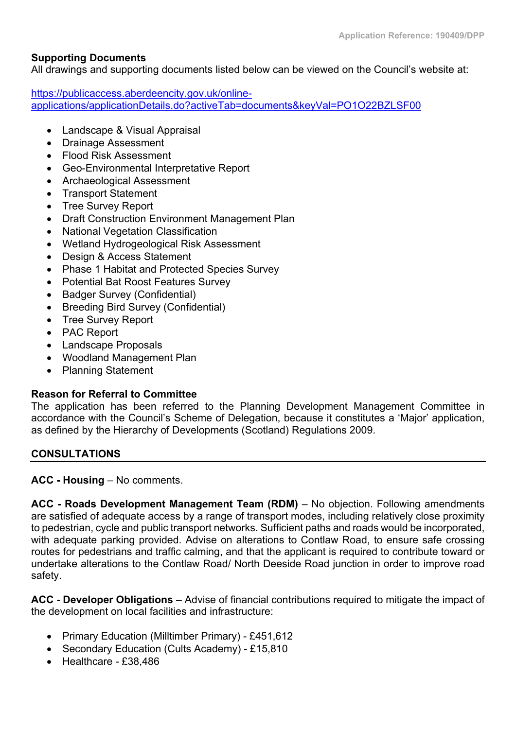**Supporting Documents**
All drawings and supporting documents listed below can be viewed on the Council's website at:

https://publicaccess.aberdeencity.gov.uk/online-applications/applicationDetails.do?activeTab=documents&keyVal=PO1O22BZLSF00

- Landscape & Visual Appraisal
- Drainage Assessment
- Flood Risk Assessment
- Geo-Environmental Interpretative Report
- Archaeological Assessment
- Transport Statement
- Tree Survey Report
- Draft Construction Environment Management Plan
- National Vegetation Classification
- Wetland Hydrogeological Risk Assessment
- Design & Access Statement
- Phase 1 Habitat and Protected Species Survey
- Potential Bat Roost Features Survey
- Badger Survey (Confidential)
- Breeding Bird Survey (Confidential)
- Tree Survey Report
- PAC Report
- Landscape Proposals
- Woodland Management Plan
- Planning Statement

**Reason for Referral to Committee**
The application has been referred to the Planning Development Management Committee in accordance with the Council's Scheme of Delegation, because it constitutes a 'Major' application, as defined by the Hierarchy of Developments (Scotland) Regulations 2009.

## CONSULTATIONS

**ACC - Housing** – No comments.

**ACC - Roads Development Management Team (RDM)** – No objection. Following amendments are satisfied of adequate access by a range of transport modes, including relatively close proximity to pedestrian, cycle and public transport networks. Sufficient paths and roads would be incorporated, with adequate parking provided. Advise on alterations to Contlaw Road, to ensure safe crossing routes for pedestrians and traffic calming, and that the applicant is required to contribute toward or undertake alterations to the Contlaw Road/ North Deeside Road junction in order to improve road safety.

**ACC - Developer Obligations** – Advise of financial contributions required to mitigate the impact of the development on local facilities and infrastructure:

- Primary Education (Milltimber Primary) - £451,612
- Secondary Education (Cults Academy) - £15,810
- Healthcare - £38,486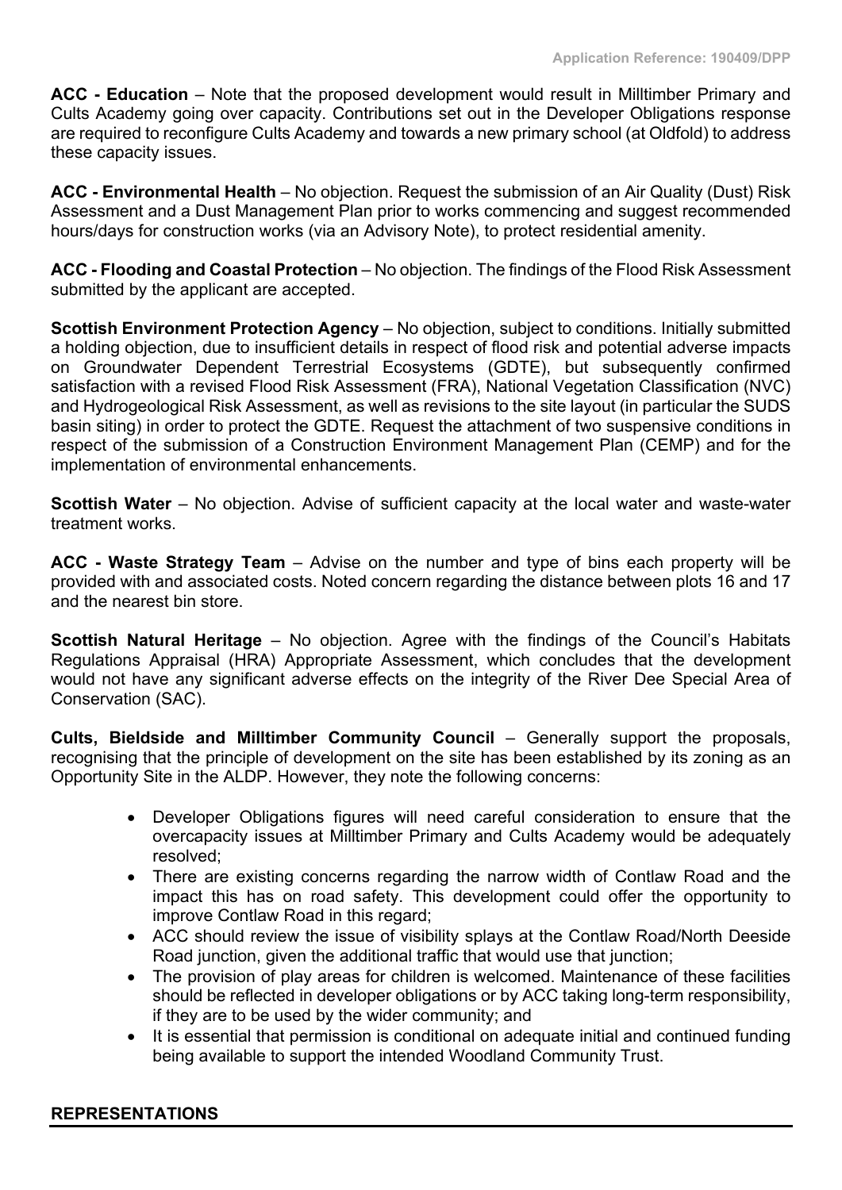**ACC - Education** – Note that the proposed development would result in Milltimber Primary and Cults Academy going over capacity. Contributions set out in the Developer Obligations response are required to reconfigure Cults Academy and towards a new primary school (at Oldfold) to address these capacity issues.

**ACC - Environmental Health** – No objection. Request the submission of an Air Quality (Dust) Risk Assessment and a Dust Management Plan prior to works commencing and suggest recommended hours/days for construction works (via an Advisory Note), to protect residential amenity.

**ACC - Flooding and Coastal Protection** – No objection. The findings of the Flood Risk Assessment submitted by the applicant are accepted.

**Scottish Environment Protection Agency** – No objection, subject to conditions. Initially submitted a holding objection, due to insufficient details in respect of flood risk and potential adverse impacts on Groundwater Dependent Terrestrial Ecosystems (GDTE), but subsequently confirmed satisfaction with a revised Flood Risk Assessment (FRA), National Vegetation Classification (NVC) and Hydrogeological Risk Assessment, as well as revisions to the site layout (in particular the SUDS basin siting) in order to protect the GDTE. Request the attachment of two suspensive conditions in respect of the submission of a Construction Environment Management Plan (CEMP) and for the implementation of environmental enhancements.

**Scottish Water** – No objection. Advise of sufficient capacity at the local water and waste-water treatment works.

**ACC - Waste Strategy Team** – Advise on the number and type of bins each property will be provided with and associated costs. Noted concern regarding the distance between plots 16 and 17 and the nearest bin store.

**Scottish Natural Heritage** – No objection. Agree with the findings of the Council's Habitats Regulations Appraisal (HRA) Appropriate Assessment, which concludes that the development would not have any significant adverse effects on the integrity of the River Dee Special Area of Conservation (SAC).

**Cults, Bieldside and Milltimber Community Council** – Generally support the proposals, recognising that the principle of development on the site has been established by its zoning as an Opportunity Site in the ALDP. However, they note the following concerns:

- Developer Obligations figures will need careful consideration to ensure that the overcapacity issues at Milltimber Primary and Cults Academy would be adequately resolved;
- There are existing concerns regarding the narrow width of Contlaw Road and the impact this has on road safety. This development could offer the opportunity to improve Contlaw Road in this regard;
- ACC should review the issue of visibility splays at the Contlaw Road/North Deeside Road junction, given the additional traffic that would use that junction;
- The provision of play areas for children is welcomed. Maintenance of these facilities should be reflected in developer obligations or by ACC taking long-term responsibility, if they are to be used by the wider community; and
- It is essential that permission is conditional on adequate initial and continued funding being available to support the intended Woodland Community Trust.

## REPRESENTATIONS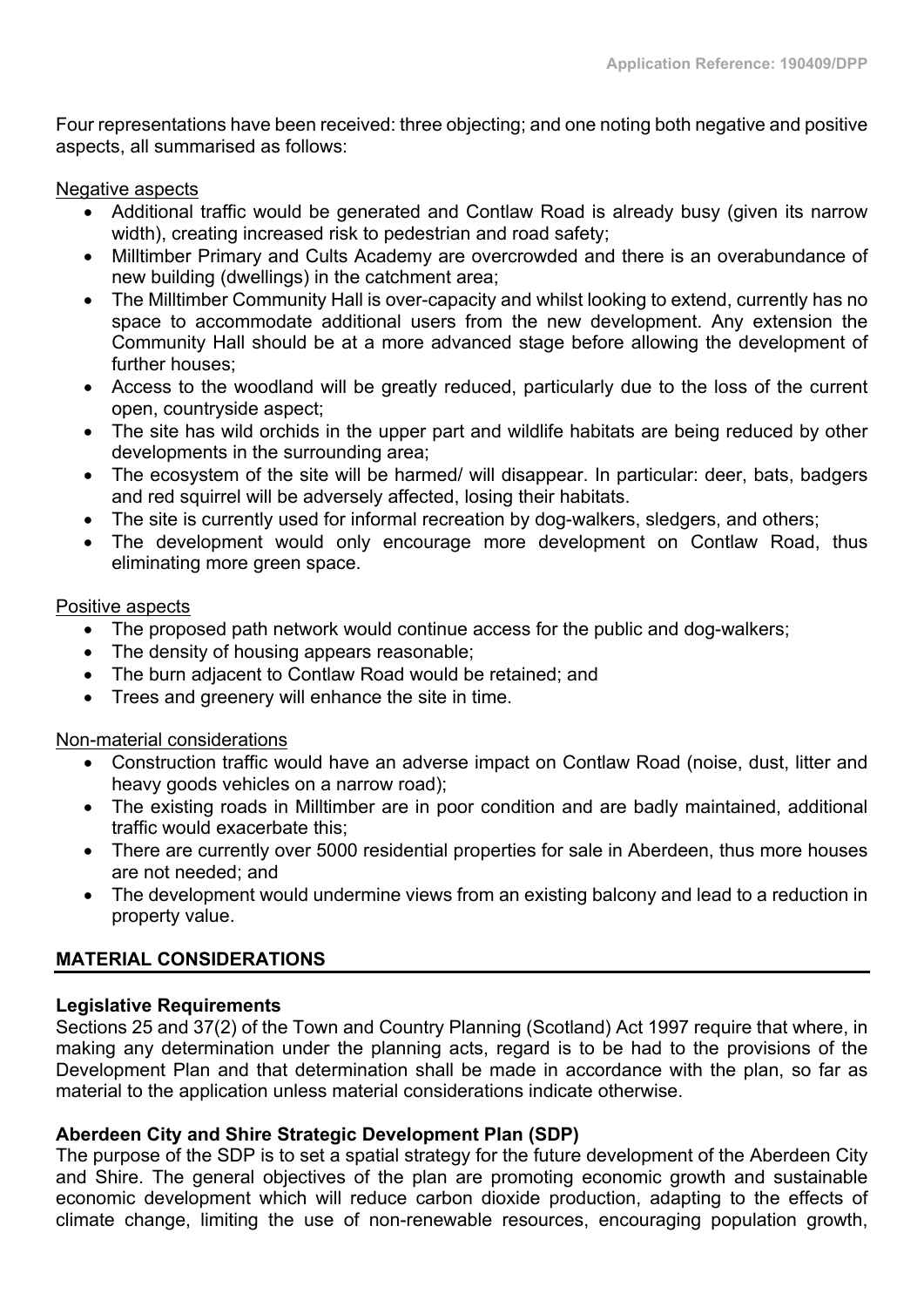Four representations have been received: three objecting; and one noting both negative and positive aspects, all summarised as follows:

Negative aspects

- Additional traffic would be generated and Contlaw Road is already busy (given its narrow width), creating increased risk to pedestrian and road safety;
- Milltimber Primary and Cults Academy are overcrowded and there is an overabundance of new building (dwellings) in the catchment area;
- The Milltimber Community Hall is over-capacity and whilst looking to extend, currently has no space to accommodate additional users from the new development. Any extension the Community Hall should be at a more advanced stage before allowing the development of further houses;
- Access to the woodland will be greatly reduced, particularly due to the loss of the current open, countryside aspect;
- The site has wild orchids in the upper part and wildlife habitats are being reduced by other developments in the surrounding area;
- The ecosystem of the site will be harmed/ will disappear. In particular: deer, bats, badgers and red squirrel will be adversely affected, losing their habitats.
- The site is currently used for informal recreation by dog-walkers, sledgers, and others;
- The development would only encourage more development on Contlaw Road, thus eliminating more green space.

Positive aspects

- The proposed path network would continue access for the public and dog-walkers;
- The density of housing appears reasonable;
- The burn adjacent to Contlaw Road would be retained; and
- Trees and greenery will enhance the site in time.

Non-material considerations

- Construction traffic would have an adverse impact on Contlaw Road (noise, dust, litter and heavy goods vehicles on a narrow road);
- The existing roads in Milltimber are in poor condition and are badly maintained, additional traffic would exacerbate this;
- There are currently over 5000 residential properties for sale in Aberdeen, thus more houses are not needed; and
- The development would undermine views from an existing balcony and lead to a reduction in property value.

## MATERIAL CONSIDERATIONS

**Legislative Requirements**

Sections 25 and 37(2) of the Town and Country Planning (Scotland) Act 1997 require that where, in making any determination under the planning acts, regard is to be had to the provisions of the Development Plan and that determination shall be made in accordance with the plan, so far as material to the application unless material considerations indicate otherwise.

**Aberdeen City and Shire Strategic Development Plan (SDP)**

The purpose of the SDP is to set a spatial strategy for the future development of the Aberdeen City and Shire. The general objectives of the plan are promoting economic growth and sustainable economic development which will reduce carbon dioxide production, adapting to the effects of climate change, limiting the use of non-renewable resources, encouraging population growth,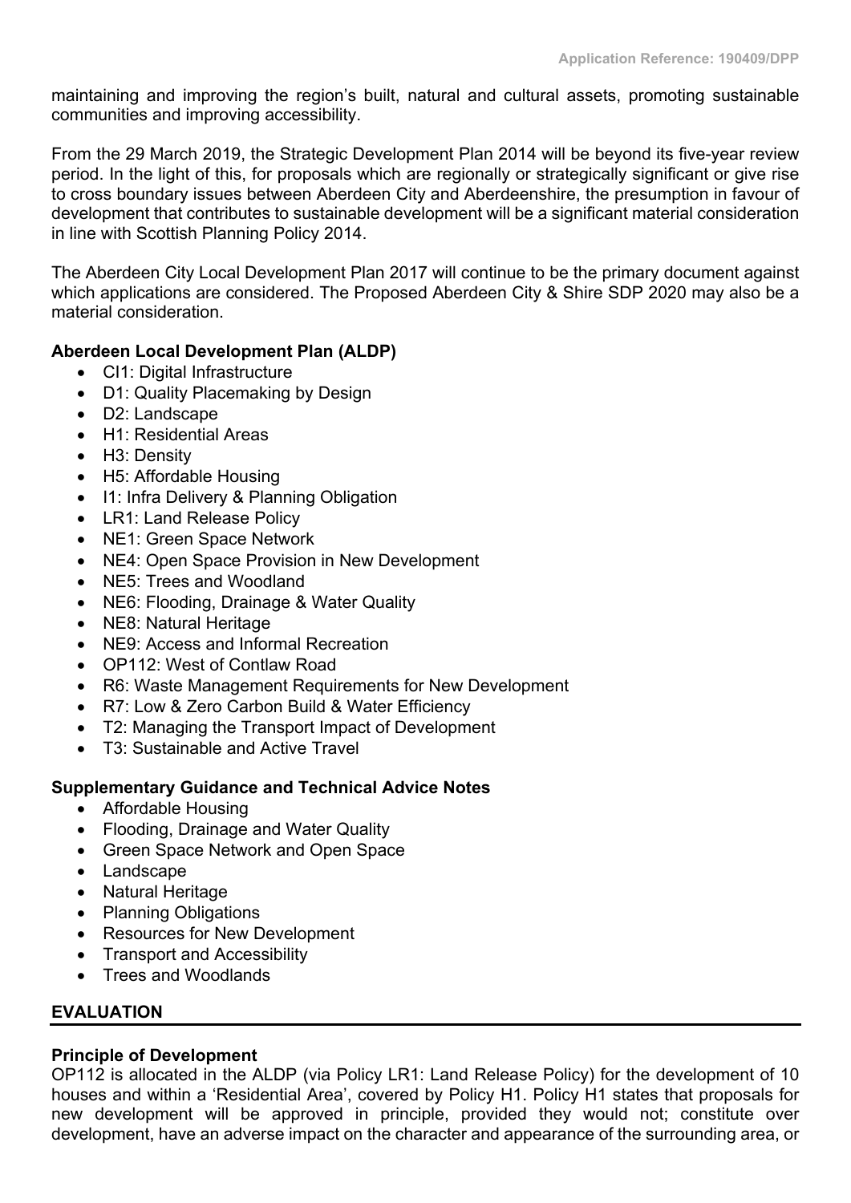maintaining and improving the region's built, natural and cultural assets, promoting sustainable communities and improving accessibility.

From the 29 March 2019, the Strategic Development Plan 2014 will be beyond its five-year review period. In the light of this, for proposals which are regionally or strategically significant or give rise to cross boundary issues between Aberdeen City and Aberdeenshire, the presumption in favour of development that contributes to sustainable development will be a significant material consideration in line with Scottish Planning Policy 2014.

The Aberdeen City Local Development Plan 2017 will continue to be the primary document against which applications are considered. The Proposed Aberdeen City & Shire SDP 2020 may also be a material consideration.

**Aberdeen Local Development Plan (ALDP)**

- CI1: Digital Infrastructure
- D1: Quality Placemaking by Design
- D2: Landscape
- H1: Residential Areas
- H3: Density
- H5: Affordable Housing
- I1: Infra Delivery & Planning Obligation
- LR1: Land Release Policy
- NE1: Green Space Network
- NE4: Open Space Provision in New Development
- NE5: Trees and Woodland
- NE6: Flooding, Drainage & Water Quality
- NE8: Natural Heritage
- NE9: Access and Informal Recreation
- OP112: West of Contlaw Road
- R6: Waste Management Requirements for New Development
- R7: Low & Zero Carbon Build & Water Efficiency
- T2: Managing the Transport Impact of Development
- T3: Sustainable and Active Travel

**Supplementary Guidance and Technical Advice Notes**

- Affordable Housing
- Flooding, Drainage and Water Quality
- Green Space Network and Open Space
- Landscape
- Natural Heritage
- Planning Obligations
- Resources for New Development
- Transport and Accessibility
- Trees and Woodlands

## EVALUATION

**Principle of Development**

OP112 is allocated in the ALDP (via Policy LR1: Land Release Policy) for the development of 10 houses and within a 'Residential Area', covered by Policy H1. Policy H1 states that proposals for new development will be approved in principle, provided they would not; constitute over development, have an adverse impact on the character and appearance of the surrounding area, or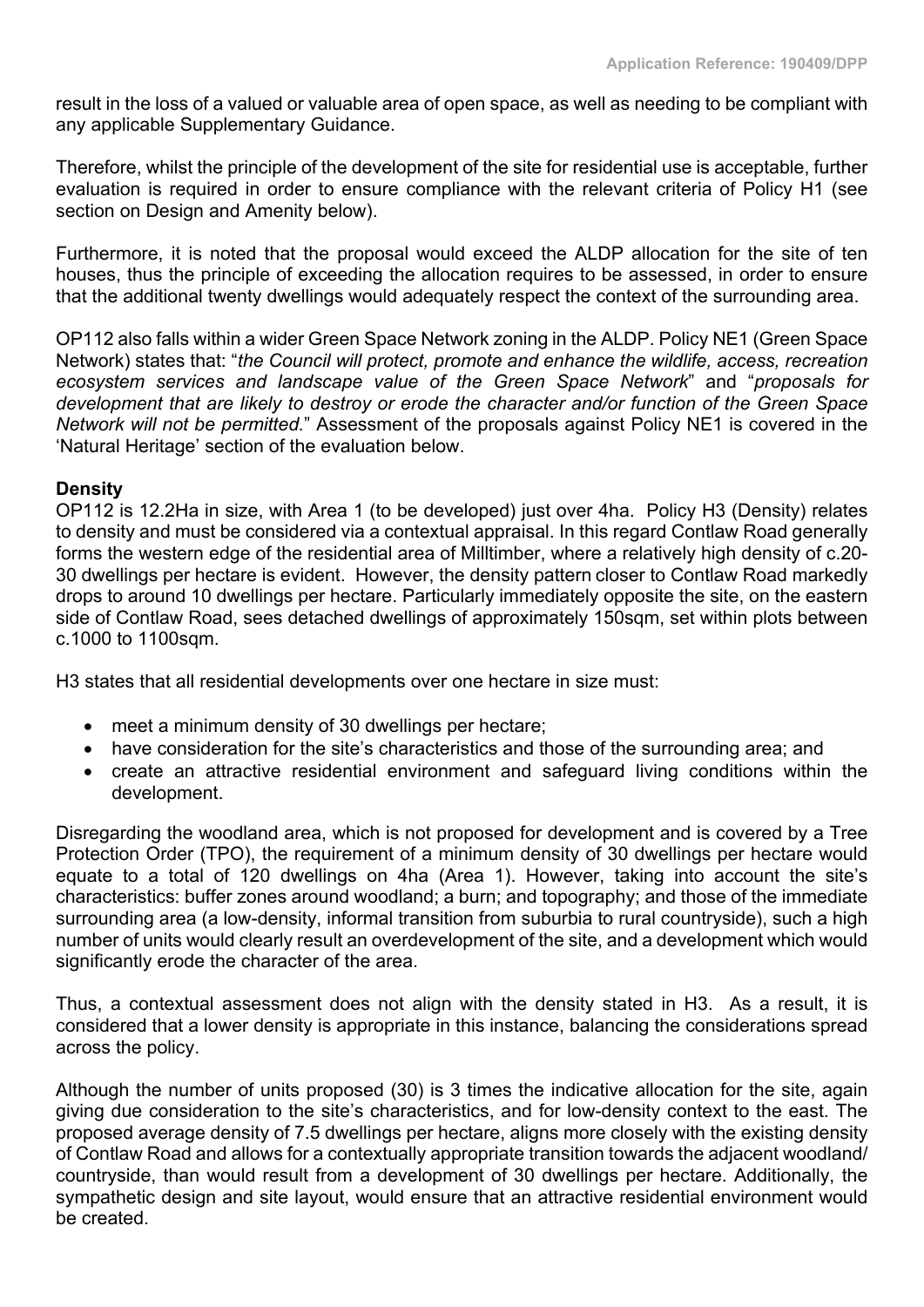result in the loss of a valued or valuable area of open space, as well as needing to be compliant with any applicable Supplementary Guidance.

Therefore, whilst the principle of the development of the site for residential use is acceptable, further evaluation is required in order to ensure compliance with the relevant criteria of Policy H1 (see section on Design and Amenity below).

Furthermore, it is noted that the proposal would exceed the ALDP allocation for the site of ten houses, thus the principle of exceeding the allocation requires to be assessed, in order to ensure that the additional twenty dwellings would adequately respect the context of the surrounding area.

OP112 also falls within a wider Green Space Network zoning in the ALDP. Policy NE1 (Green Space Network) states that: "*the Council will protect, promote and enhance the wildlife, access, recreation ecosystem services and landscape value of the Green Space Network*" and "*proposals for development that are likely to destroy or erode the character and/or function of the Green Space Network will not be permitted.*" Assessment of the proposals against Policy NE1 is covered in the 'Natural Heritage' section of the evaluation below.

**Density**

OP112 is 12.2Ha in size, with Area 1 (to be developed) just over 4ha. Policy H3 (Density) relates to density and must be considered via a contextual appraisal. In this regard Contlaw Road generally forms the western edge of the residential area of Milltimber, where a relatively high density of c.20-30 dwellings per hectare is evident. However, the density pattern closer to Contlaw Road markedly drops to around 10 dwellings per hectare. Particularly immediately opposite the site, on the eastern side of Contlaw Road, sees detached dwellings of approximately 150sqm, set within plots between c.1000 to 1100sqm.

H3 states that all residential developments over one hectare in size must:

- meet a minimum density of 30 dwellings per hectare;
- have consideration for the site's characteristics and those of the surrounding area; and
- create an attractive residential environment and safeguard living conditions within the development.

Disregarding the woodland area, which is not proposed for development and is covered by a Tree Protection Order (TPO), the requirement of a minimum density of 30 dwellings per hectare would equate to a total of 120 dwellings on 4ha (Area 1). However, taking into account the site's characteristics: buffer zones around woodland; a burn; and topography; and those of the immediate surrounding area (a low-density, informal transition from suburbia to rural countryside), such a high number of units would clearly result an overdevelopment of the site, and a development which would significantly erode the character of the area.

Thus, a contextual assessment does not align with the density stated in H3. As a result, it is considered that a lower density is appropriate in this instance, balancing the considerations spread across the policy.

Although the number of units proposed (30) is 3 times the indicative allocation for the site, again giving due consideration to the site's characteristics, and for low-density context to the east. The proposed average density of 7.5 dwellings per hectare, aligns more closely with the existing density of Contlaw Road and allows for a contextually appropriate transition towards the adjacent woodland/ countryside, than would result from a development of 30 dwellings per hectare. Additionally, the sympathetic design and site layout, would ensure that an attractive residential environment would be created.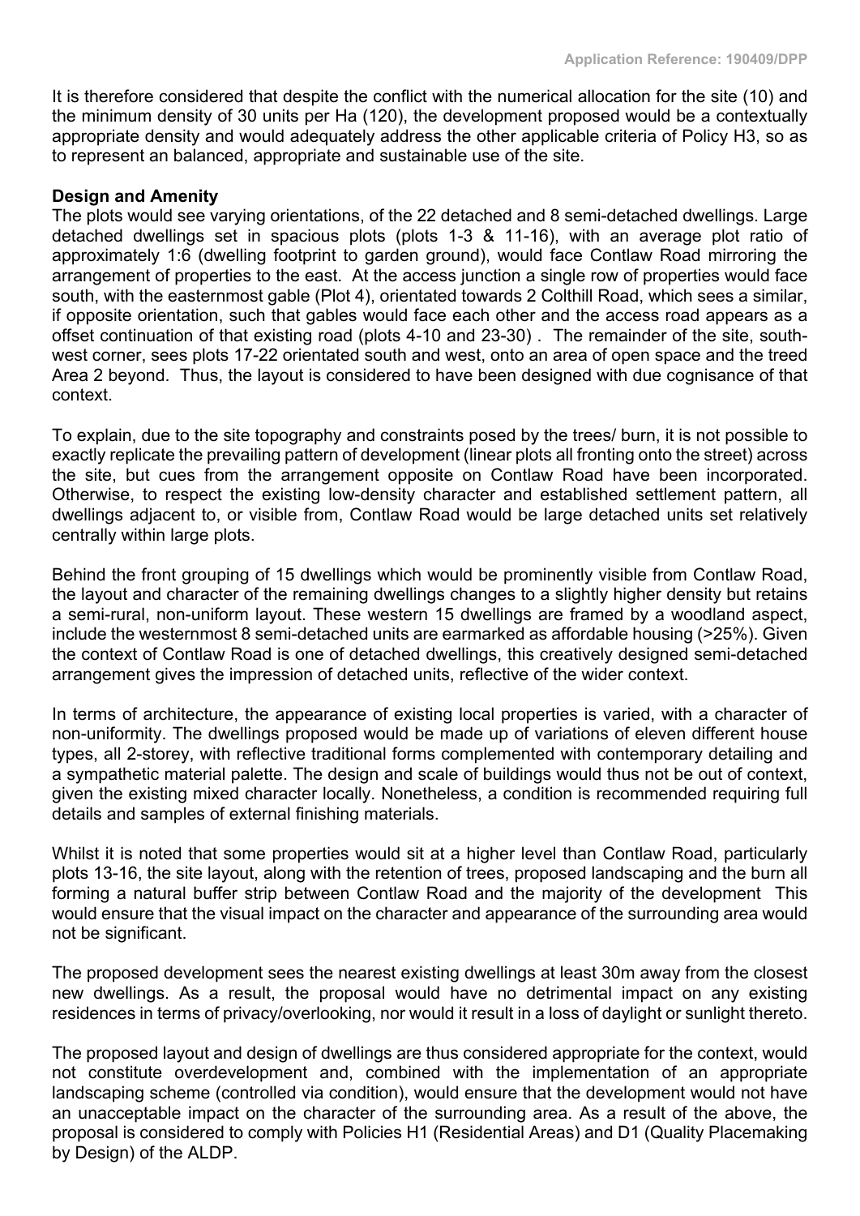It is therefore considered that despite the conflict with the numerical allocation for the site (10) and the minimum density of 30 units per Ha (120), the development proposed would be a contextually appropriate density and would adequately address the other applicable criteria of Policy H3, so as to represent an balanced, appropriate and sustainable use of the site.

**Design and Amenity**

The plots would see varying orientations, of the 22 detached and 8 semi-detached dwellings. Large detached dwellings set in spacious plots (plots 1-3 & 11-16), with an average plot ratio of approximately 1:6 (dwelling footprint to garden ground), would face Contlaw Road mirroring the arrangement of properties to the east. At the access junction a single row of properties would face south, with the easternmost gable (Plot 4), orientated towards 2 Colthill Road, which sees a similar, if opposite orientation, such that gables would face each other and the access road appears as a offset continuation of that existing road (plots 4-10 and 23-30) . The remainder of the site, south-west corner, sees plots 17-22 orientated south and west, onto an area of open space and the treed Area 2 beyond. Thus, the layout is considered to have been designed with due cognisance of that context.

To explain, due to the site topography and constraints posed by the trees/ burn, it is not possible to exactly replicate the prevailing pattern of development (linear plots all fronting onto the street) across the site, but cues from the arrangement opposite on Contlaw Road have been incorporated. Otherwise, to respect the existing low-density character and established settlement pattern, all dwellings adjacent to, or visible from, Contlaw Road would be large detached units set relatively centrally within large plots.

Behind the front grouping of 15 dwellings which would be prominently visible from Contlaw Road, the layout and character of the remaining dwellings changes to a slightly higher density but retains a semi-rural, non-uniform layout. These western 15 dwellings are framed by a woodland aspect, include the westernmost 8 semi-detached units are earmarked as affordable housing (>25%). Given the context of Contlaw Road is one of detached dwellings, this creatively designed semi-detached arrangement gives the impression of detached units, reflective of the wider context.

In terms of architecture, the appearance of existing local properties is varied, with a character of non-uniformity. The dwellings proposed would be made up of variations of eleven different house types, all 2-storey, with reflective traditional forms complemented with contemporary detailing and a sympathetic material palette. The design and scale of buildings would thus not be out of context, given the existing mixed character locally. Nonetheless, a condition is recommended requiring full details and samples of external finishing materials.

Whilst it is noted that some properties would sit at a higher level than Contlaw Road, particularly plots 13-16, the site layout, along with the retention of trees, proposed landscaping and the burn all forming a natural buffer strip between Contlaw Road and the majority of the development This would ensure that the visual impact on the character and appearance of the surrounding area would not be significant.

The proposed development sees the nearest existing dwellings at least 30m away from the closest new dwellings. As a result, the proposal would have no detrimental impact on any existing residences in terms of privacy/overlooking, nor would it result in a loss of daylight or sunlight thereto.

The proposed layout and design of dwellings are thus considered appropriate for the context, would not constitute overdevelopment and, combined with the implementation of an appropriate landscaping scheme (controlled via condition), would ensure that the development would not have an unacceptable impact on the character of the surrounding area. As a result of the above, the proposal is considered to comply with Policies H1 (Residential Areas) and D1 (Quality Placemaking by Design) of the ALDP.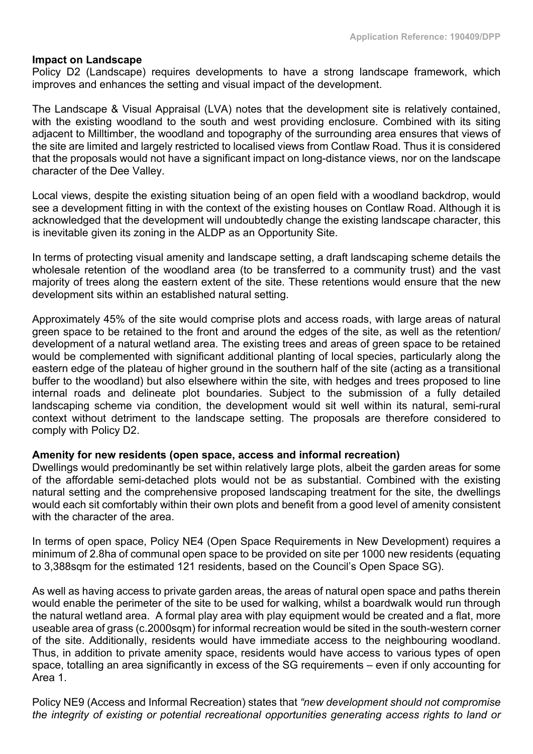**Impact on Landscape**

Policy D2 (Landscape) requires developments to have a strong landscape framework, which improves and enhances the setting and visual impact of the development.

The Landscape & Visual Appraisal (LVA) notes that the development site is relatively contained, with the existing woodland to the south and west providing enclosure. Combined with its siting adjacent to Milltimber, the woodland and topography of the surrounding area ensures that views of the site are limited and largely restricted to localised views from Contlaw Road. Thus it is considered that the proposals would not have a significant impact on long-distance views, nor on the landscape character of the Dee Valley.

Local views, despite the existing situation being of an open field with a woodland backdrop, would see a development fitting in with the context of the existing houses on Contlaw Road. Although it is acknowledged that the development will undoubtedly change the existing landscape character, this is inevitable given its zoning in the ALDP as an Opportunity Site.

In terms of protecting visual amenity and landscape setting, a draft landscaping scheme details the wholesale retention of the woodland area (to be transferred to a community trust) and the vast majority of trees along the eastern extent of the site. These retentions would ensure that the new development sits within an established natural setting.

Approximately 45% of the site would comprise plots and access roads, with large areas of natural green space to be retained to the front and around the edges of the site, as well as the retention/ development of a natural wetland area. The existing trees and areas of green space to be retained would be complemented with significant additional planting of local species, particularly along the eastern edge of the plateau of higher ground in the southern half of the site (acting as a transitional buffer to the woodland) but also elsewhere within the site, with hedges and trees proposed to line internal roads and delineate plot boundaries. Subject to the submission of a fully detailed landscaping scheme via condition, the development would sit well within its natural, semi-rural context without detriment to the landscape setting. The proposals are therefore considered to comply with Policy D2.

**Amenity for new residents (open space, access and informal recreation)**

Dwellings would predominantly be set within relatively large plots, albeit the garden areas for some of the affordable semi-detached plots would not be as substantial. Combined with the existing natural setting and the comprehensive proposed landscaping treatment for the site, the dwellings would each sit comfortably within their own plots and benefit from a good level of amenity consistent with the character of the area.

In terms of open space, Policy NE4 (Open Space Requirements in New Development) requires a minimum of 2.8ha of communal open space to be provided on site per 1000 new residents (equating to 3,388sqm for the estimated 121 residents, based on the Council's Open Space SG).

As well as having access to private garden areas, the areas of natural open space and paths therein would enable the perimeter of the site to be used for walking, whilst a boardwalk would run through the natural wetland area. A formal play area with play equipment would be created and a flat, more useable area of grass (c.2000sqm) for informal recreation would be sited in the south-western corner of the site. Additionally, residents would have immediate access to the neighbouring woodland. Thus, in addition to private amenity space, residents would have access to various types of open space, totalling an area significantly in excess of the SG requirements – even if only accounting for Area 1.

Policy NE9 (Access and Informal Recreation) states that *"new development should not compromise the integrity of existing or potential recreational opportunities generating access rights to land or*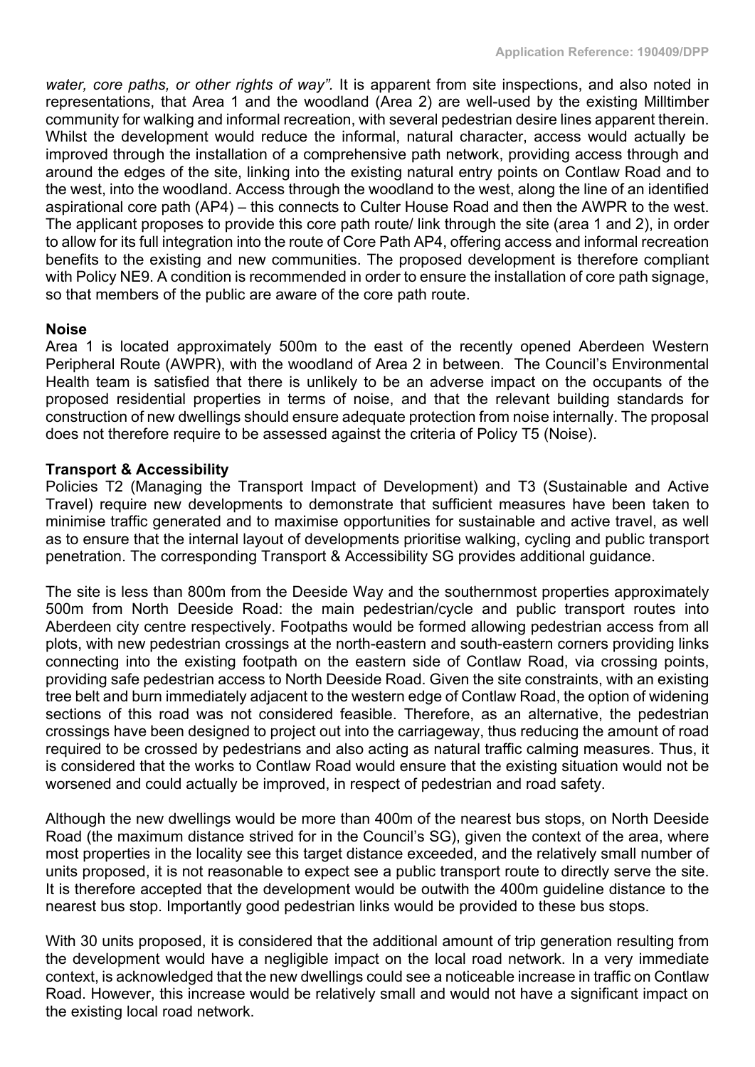*water, core paths, or other rights of way"*. It is apparent from site inspections, and also noted in representations, that Area 1 and the woodland (Area 2) are well-used by the existing Milltimber community for walking and informal recreation, with several pedestrian desire lines apparent therein. Whilst the development would reduce the informal, natural character, access would actually be improved through the installation of a comprehensive path network, providing access through and around the edges of the site, linking into the existing natural entry points on Contlaw Road and to the west, into the woodland. Access through the woodland to the west, along the line of an identified aspirational core path (AP4) – this connects to Culter House Road and then the AWPR to the west. The applicant proposes to provide this core path route/ link through the site (area 1 and 2), in order to allow for its full integration into the route of Core Path AP4, offering access and informal recreation benefits to the existing and new communities. The proposed development is therefore compliant with Policy NE9. A condition is recommended in order to ensure the installation of core path signage, so that members of the public are aware of the core path route.

**Noise**

Area 1 is located approximately 500m to the east of the recently opened Aberdeen Western Peripheral Route (AWPR), with the woodland of Area 2 in between. The Council's Environmental Health team is satisfied that there is unlikely to be an adverse impact on the occupants of the proposed residential properties in terms of noise, and that the relevant building standards for construction of new dwellings should ensure adequate protection from noise internally. The proposal does not therefore require to be assessed against the criteria of Policy T5 (Noise).

**Transport & Accessibility**

Policies T2 (Managing the Transport Impact of Development) and T3 (Sustainable and Active Travel) require new developments to demonstrate that sufficient measures have been taken to minimise traffic generated and to maximise opportunities for sustainable and active travel, as well as to ensure that the internal layout of developments prioritise walking, cycling and public transport penetration. The corresponding Transport & Accessibility SG provides additional guidance.

The site is less than 800m from the Deeside Way and the southernmost properties approximately 500m from North Deeside Road: the main pedestrian/cycle and public transport routes into Aberdeen city centre respectively. Footpaths would be formed allowing pedestrian access from all plots, with new pedestrian crossings at the north-eastern and south-eastern corners providing links connecting into the existing footpath on the eastern side of Contlaw Road, via crossing points, providing safe pedestrian access to North Deeside Road. Given the site constraints, with an existing tree belt and burn immediately adjacent to the western edge of Contlaw Road, the option of widening sections of this road was not considered feasible. Therefore, as an alternative, the pedestrian crossings have been designed to project out into the carriageway, thus reducing the amount of road required to be crossed by pedestrians and also acting as natural traffic calming measures. Thus, it is considered that the works to Contlaw Road would ensure that the existing situation would not be worsened and could actually be improved, in respect of pedestrian and road safety.

Although the new dwellings would be more than 400m of the nearest bus stops, on North Deeside Road (the maximum distance strived for in the Council's SG), given the context of the area, where most properties in the locality see this target distance exceeded, and the relatively small number of units proposed, it is not reasonable to expect see a public transport route to directly serve the site. It is therefore accepted that the development would be outwith the 400m guideline distance to the nearest bus stop. Importantly good pedestrian links would be provided to these bus stops.

With 30 units proposed, it is considered that the additional amount of trip generation resulting from the development would have a negligible impact on the local road network. In a very immediate context, is acknowledged that the new dwellings could see a noticeable increase in traffic on Contlaw Road. However, this increase would be relatively small and would not have a significant impact on the existing local road network.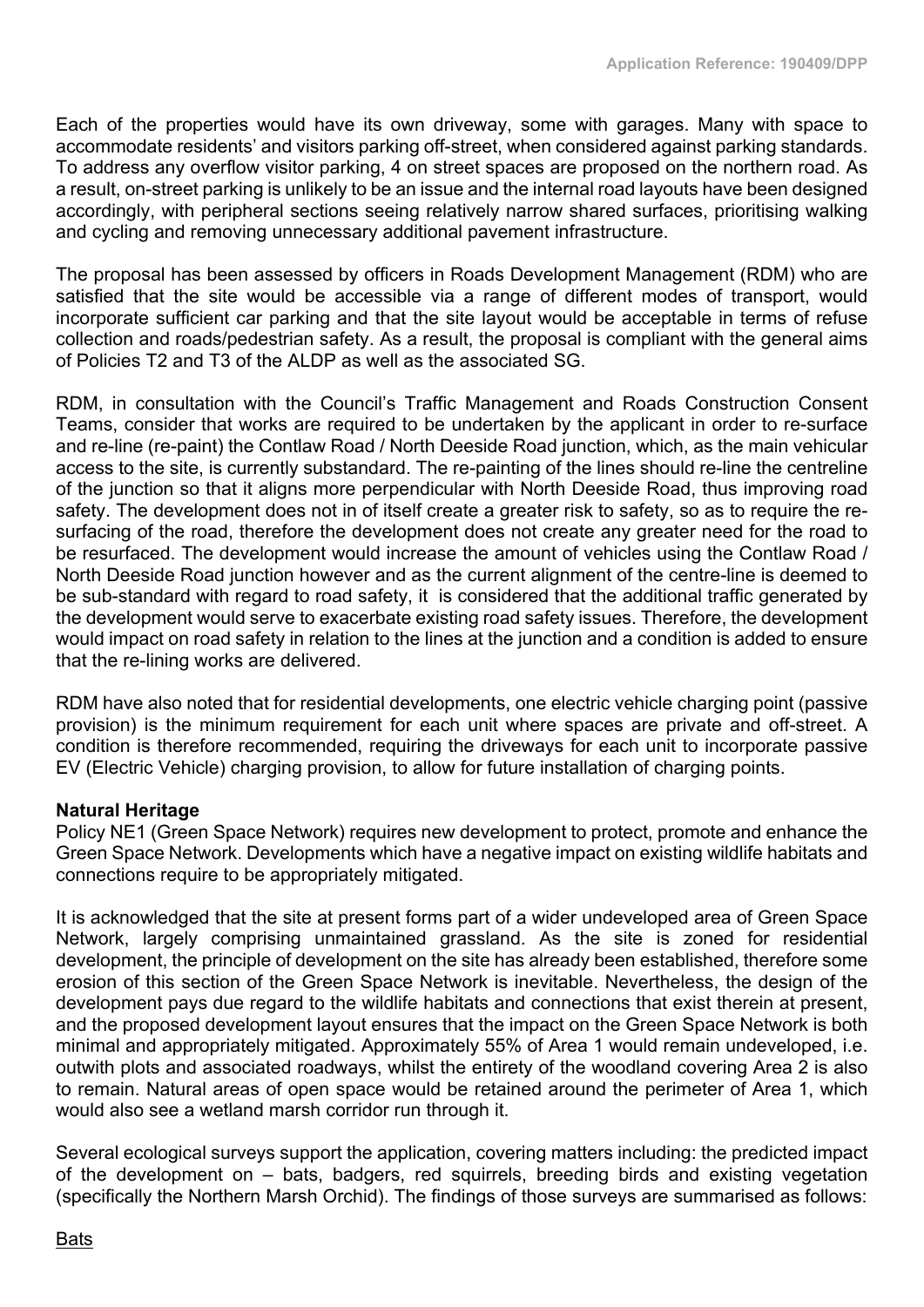Each of the properties would have its own driveway, some with garages. Many with space to accommodate residents' and visitors parking off-street, when considered against parking standards. To address any overflow visitor parking, 4 on street spaces are proposed on the northern road. As a result, on-street parking is unlikely to be an issue and the internal road layouts have been designed accordingly, with peripheral sections seeing relatively narrow shared surfaces, prioritising walking and cycling and removing unnecessary additional pavement infrastructure.

The proposal has been assessed by officers in Roads Development Management (RDM) who are satisfied that the site would be accessible via a range of different modes of transport, would incorporate sufficient car parking and that the site layout would be acceptable in terms of refuse collection and roads/pedestrian safety. As a result, the proposal is compliant with the general aims of Policies T2 and T3 of the ALDP as well as the associated SG.

RDM, in consultation with the Council's Traffic Management and Roads Construction Consent Teams, consider that works are required to be undertaken by the applicant in order to re-surface and re-line (re-paint) the Contlaw Road / North Deeside Road junction, which, as the main vehicular access to the site, is currently substandard. The re-painting of the lines should re-line the centreline of the junction so that it aligns more perpendicular with North Deeside Road, thus improving road safety. The development does not in of itself create a greater risk to safety, so as to require the re-surfacing of the road, therefore the development does not create any greater need for the road to be resurfaced. The development would increase the amount of vehicles using the Contlaw Road / North Deeside Road junction however and as the current alignment of the centre-line is deemed to be sub-standard with regard to road safety, it is considered that the additional traffic generated by the development would serve to exacerbate existing road safety issues. Therefore, the development would impact on road safety in relation to the lines at the junction and a condition is added to ensure that the re-lining works are delivered.

RDM have also noted that for residential developments, one electric vehicle charging point (passive provision) is the minimum requirement for each unit where spaces are private and off-street. A condition is therefore recommended, requiring the driveways for each unit to incorporate passive EV (Electric Vehicle) charging provision, to allow for future installation of charging points.

**Natural Heritage**

Policy NE1 (Green Space Network) requires new development to protect, promote and enhance the Green Space Network. Developments which have a negative impact on existing wildlife habitats and connections require to be appropriately mitigated.

It is acknowledged that the site at present forms part of a wider undeveloped area of Green Space Network, largely comprising unmaintained grassland. As the site is zoned for residential development, the principle of development on the site has already been established, therefore some erosion of this section of the Green Space Network is inevitable. Nevertheless, the design of the development pays due regard to the wildlife habitats and connections that exist therein at present, and the proposed development layout ensures that the impact on the Green Space Network is both minimal and appropriately mitigated. Approximately 55% of Area 1 would remain undeveloped, i.e. outwith plots and associated roadways, whilst the entirety of the woodland covering Area 2 is also to remain. Natural areas of open space would be retained around the perimeter of Area 1, which would also see a wetland marsh corridor run through it.

Several ecological surveys support the application, covering matters including: the predicted impact of the development on – bats, badgers, red squirrels, breeding birds and existing vegetation (specifically the Northern Marsh Orchid). The findings of those surveys are summarised as follows:

<u>Bats</u>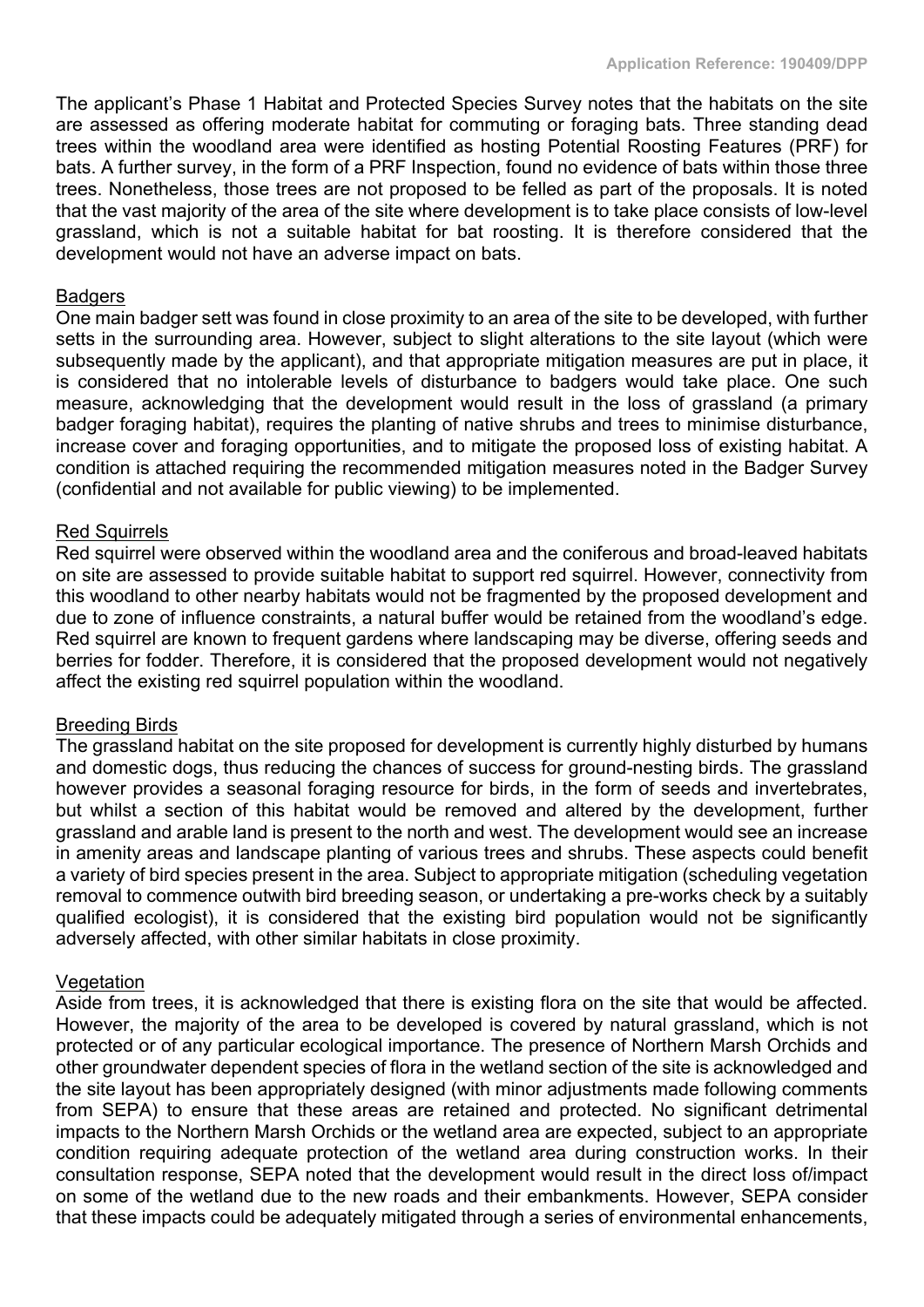The applicant's Phase 1 Habitat and Protected Species Survey notes that the habitats on the site are assessed as offering moderate habitat for commuting or foraging bats. Three standing dead trees within the woodland area were identified as hosting Potential Roosting Features (PRF) for bats. A further survey, in the form of a PRF Inspection, found no evidence of bats within those three trees. Nonetheless, those trees are not proposed to be felled as part of the proposals. It is noted that the vast majority of the area of the site where development is to take place consists of low-level grassland, which is not a suitable habitat for bat roosting. It is therefore considered that the development would not have an adverse impact on bats.

**Badgers**

One main badger sett was found in close proximity to an area of the site to be developed, with further setts in the surrounding area. However, subject to slight alterations to the site layout (which were subsequently made by the applicant), and that appropriate mitigation measures are put in place, it is considered that no intolerable levels of disturbance to badgers would take place. One such measure, acknowledging that the development would result in the loss of grassland (a primary badger foraging habitat), requires the planting of native shrubs and trees to minimise disturbance, increase cover and foraging opportunities, and to mitigate the proposed loss of existing habitat. A condition is attached requiring the recommended mitigation measures noted in the Badger Survey (confidential and not available for public viewing) to be implemented.

**Red Squirrels**

Red squirrel were observed within the woodland area and the coniferous and broad-leaved habitats on site are assessed to provide suitable habitat to support red squirrel. However, connectivity from this woodland to other nearby habitats would not be fragmented by the proposed development and due to zone of influence constraints, a natural buffer would be retained from the woodland's edge. Red squirrel are known to frequent gardens where landscaping may be diverse, offering seeds and berries for fodder. Therefore, it is considered that the proposed development would not negatively affect the existing red squirrel population within the woodland.

**Breeding Birds**

The grassland habitat on the site proposed for development is currently highly disturbed by humans and domestic dogs, thus reducing the chances of success for ground-nesting birds. The grassland however provides a seasonal foraging resource for birds, in the form of seeds and invertebrates, but whilst a section of this habitat would be removed and altered by the development, further grassland and arable land is present to the north and west. The development would see an increase in amenity areas and landscape planting of various trees and shrubs. These aspects could benefit a variety of bird species present in the area. Subject to appropriate mitigation (scheduling vegetation removal to commence outwith bird breeding season, or undertaking a pre-works check by a suitably qualified ecologist), it is considered that the existing bird population would not be significantly adversely affected, with other similar habitats in close proximity.

**Vegetation**

Aside from trees, it is acknowledged that there is existing flora on the site that would be affected. However, the majority of the area to be developed is covered by natural grassland, which is not protected or of any particular ecological importance. The presence of Northern Marsh Orchids and other groundwater dependent species of flora in the wetland section of the site is acknowledged and the site layout has been appropriately designed (with minor adjustments made following comments from SEPA) to ensure that these areas are retained and protected. No significant detrimental impacts to the Northern Marsh Orchids or the wetland area are expected, subject to an appropriate condition requiring adequate protection of the wetland area during construction works. In their consultation response, SEPA noted that the development would result in the direct loss of/impact on some of the wetland due to the new roads and their embankments. However, SEPA consider that these impacts could be adequately mitigated through a series of environmental enhancements,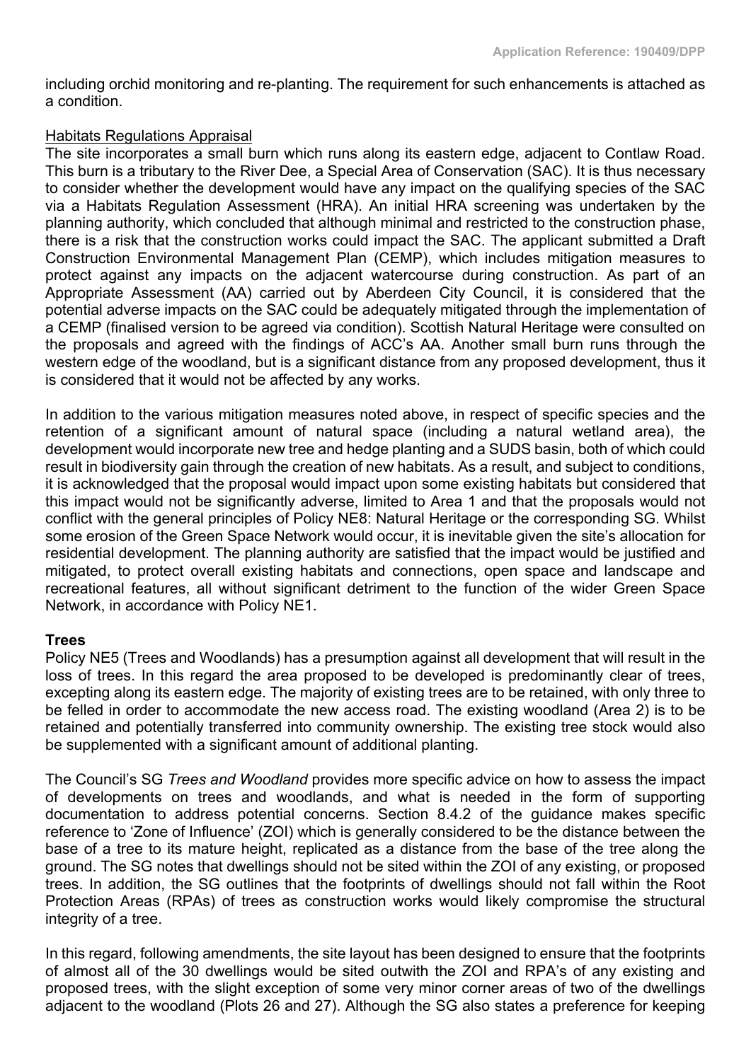including orchid monitoring and re-planting. The requirement for such enhancements is attached as a condition.

Habitats Regulations Appraisal

The site incorporates a small burn which runs along its eastern edge, adjacent to Contlaw Road. This burn is a tributary to the River Dee, a Special Area of Conservation (SAC). It is thus necessary to consider whether the development would have any impact on the qualifying species of the SAC via a Habitats Regulation Assessment (HRA). An initial HRA screening was undertaken by the planning authority, which concluded that although minimal and restricted to the construction phase, there is a risk that the construction works could impact the SAC. The applicant submitted a Draft Construction Environmental Management Plan (CEMP), which includes mitigation measures to protect against any impacts on the adjacent watercourse during construction. As part of an Appropriate Assessment (AA) carried out by Aberdeen City Council, it is considered that the potential adverse impacts on the SAC could be adequately mitigated through the implementation of a CEMP (finalised version to be agreed via condition). Scottish Natural Heritage were consulted on the proposals and agreed with the findings of ACC's AA. Another small burn runs through the western edge of the woodland, but is a significant distance from any proposed development, thus it is considered that it would not be affected by any works.

In addition to the various mitigation measures noted above, in respect of specific species and the retention of a significant amount of natural space (including a natural wetland area), the development would incorporate new tree and hedge planting and a SUDS basin, both of which could result in biodiversity gain through the creation of new habitats. As a result, and subject to conditions, it is acknowledged that the proposal would impact upon some existing habitats but considered that this impact would not be significantly adverse, limited to Area 1 and that the proposals would not conflict with the general principles of Policy NE8: Natural Heritage or the corresponding SG. Whilst some erosion of the Green Space Network would occur, it is inevitable given the site's allocation for residential development. The planning authority are satisfied that the impact would be justified and mitigated, to protect overall existing habitats and connections, open space and landscape and recreational features, all without significant detriment to the function of the wider Green Space Network, in accordance with Policy NE1.

**Trees**

Policy NE5 (Trees and Woodlands) has a presumption against all development that will result in the loss of trees. In this regard the area proposed to be developed is predominantly clear of trees, excepting along its eastern edge. The majority of existing trees are to be retained, with only three to be felled in order to accommodate the new access road. The existing woodland (Area 2) is to be retained and potentially transferred into community ownership. The existing tree stock would also be supplemented with a significant amount of additional planting.

The Council's SG *Trees and Woodland* provides more specific advice on how to assess the impact of developments on trees and woodlands, and what is needed in the form of supporting documentation to address potential concerns. Section 8.4.2 of the guidance makes specific reference to 'Zone of Influence' (ZOI) which is generally considered to be the distance between the base of a tree to its mature height, replicated as a distance from the base of the tree along the ground. The SG notes that dwellings should not be sited within the ZOI of any existing, or proposed trees. In addition, the SG outlines that the footprints of dwellings should not fall within the Root Protection Areas (RPAs) of trees as construction works would likely compromise the structural integrity of a tree.

In this regard, following amendments, the site layout has been designed to ensure that the footprints of almost all of the 30 dwellings would be sited outwith the ZOI and RPA's of any existing and proposed trees, with the slight exception of some very minor corner areas of two of the dwellings adjacent to the woodland (Plots 26 and 27). Although the SG also states a preference for keeping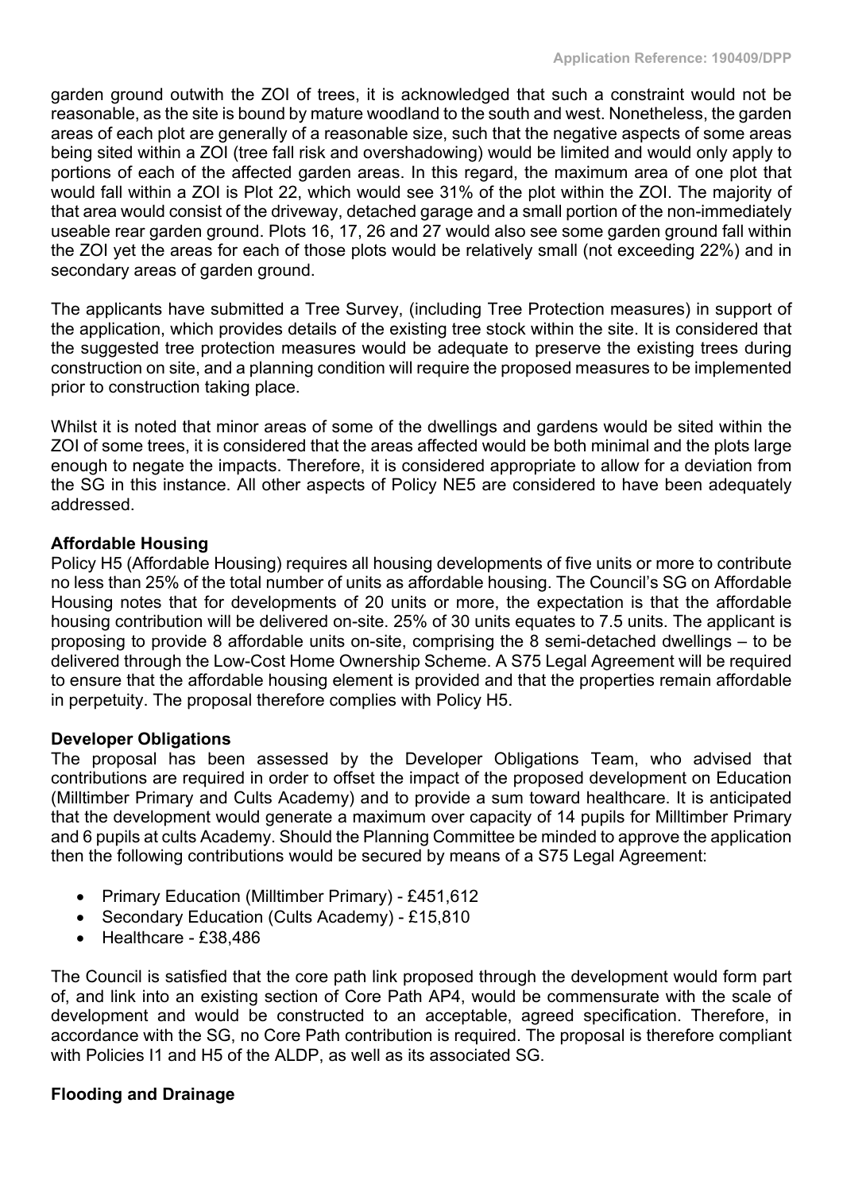garden ground outwith the ZOI of trees, it is acknowledged that such a constraint would not be reasonable, as the site is bound by mature woodland to the south and west. Nonetheless, the garden areas of each plot are generally of a reasonable size, such that the negative aspects of some areas being sited within a ZOI (tree fall risk and overshadowing) would be limited and would only apply to portions of each of the affected garden areas. In this regard, the maximum area of one plot that would fall within a ZOI is Plot 22, which would see 31% of the plot within the ZOI. The majority of that area would consist of the driveway, detached garage and a small portion of the non-immediately useable rear garden ground. Plots 16, 17, 26 and 27 would also see some garden ground fall within the ZOI yet the areas for each of those plots would be relatively small (not exceeding 22%) and in secondary areas of garden ground.

The applicants have submitted a Tree Survey, (including Tree Protection measures) in support of the application, which provides details of the existing tree stock within the site. It is considered that the suggested tree protection measures would be adequate to preserve the existing trees during construction on site, and a planning condition will require the proposed measures to be implemented prior to construction taking place.

Whilst it is noted that minor areas of some of the dwellings and gardens would be sited within the ZOI of some trees, it is considered that the areas affected would be both minimal and the plots large enough to negate the impacts. Therefore, it is considered appropriate to allow for a deviation from the SG in this instance. All other aspects of Policy NE5 are considered to have been adequately addressed.

**Affordable Housing**

Policy H5 (Affordable Housing) requires all housing developments of five units or more to contribute no less than 25% of the total number of units as affordable housing. The Council's SG on Affordable Housing notes that for developments of 20 units or more, the expectation is that the affordable housing contribution will be delivered on-site. 25% of 30 units equates to 7.5 units. The applicant is proposing to provide 8 affordable units on-site, comprising the 8 semi-detached dwellings – to be delivered through the Low-Cost Home Ownership Scheme. A S75 Legal Agreement will be required to ensure that the affordable housing element is provided and that the properties remain affordable in perpetuity. The proposal therefore complies with Policy H5.

**Developer Obligations**

The proposal has been assessed by the Developer Obligations Team, who advised that contributions are required in order to offset the impact of the proposed development on Education (Milltimber Primary and Cults Academy) and to provide a sum toward healthcare. It is anticipated that the development would generate a maximum over capacity of 14 pupils for Milltimber Primary and 6 pupils at cults Academy. Should the Planning Committee be minded to approve the application then the following contributions would be secured by means of a S75 Legal Agreement:

- Primary Education (Milltimber Primary) - £451,612
- Secondary Education (Cults Academy) - £15,810
- Healthcare - £38,486

The Council is satisfied that the core path link proposed through the development would form part of, and link into an existing section of Core Path AP4, would be commensurate with the scale of development and would be constructed to an acceptable, agreed specification. Therefore, in accordance with the SG, no Core Path contribution is required. The proposal is therefore compliant with Policies I1 and H5 of the ALDP, as well as its associated SG.

**Flooding and Drainage**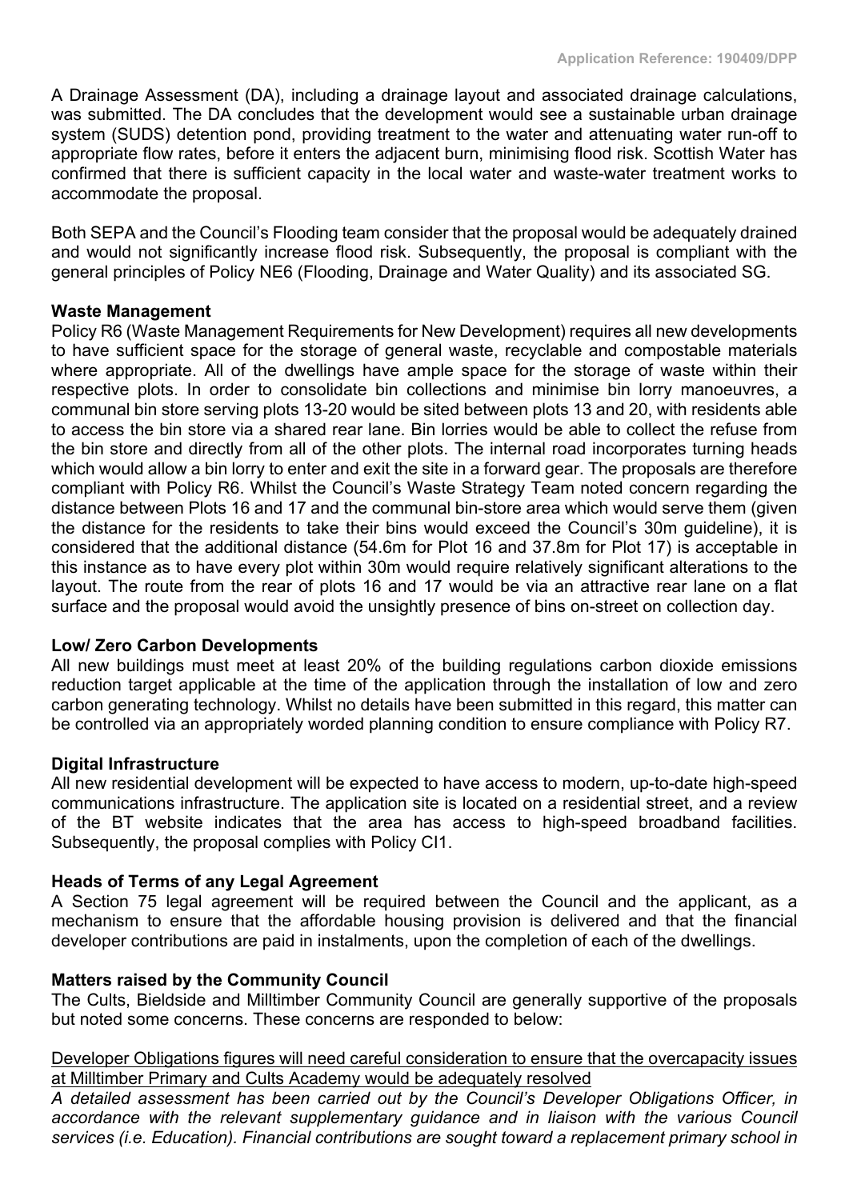A Drainage Assessment (DA), including a drainage layout and associated drainage calculations, was submitted. The DA concludes that the development would see a sustainable urban drainage system (SUDS) detention pond, providing treatment to the water and attenuating water run-off to appropriate flow rates, before it enters the adjacent burn, minimising flood risk. Scottish Water has confirmed that there is sufficient capacity in the local water and waste-water treatment works to accommodate the proposal.

Both SEPA and the Council's Flooding team consider that the proposal would be adequately drained and would not significantly increase flood risk. Subsequently, the proposal is compliant with the general principles of Policy NE6 (Flooding, Drainage and Water Quality) and its associated SG.

**Waste Management**

Policy R6 (Waste Management Requirements for New Development) requires all new developments to have sufficient space for the storage of general waste, recyclable and compostable materials where appropriate. All of the dwellings have ample space for the storage of waste within their respective plots. In order to consolidate bin collections and minimise bin lorry manoeuvres, a communal bin store serving plots 13-20 would be sited between plots 13 and 20, with residents able to access the bin store via a shared rear lane. Bin lorries would be able to collect the refuse from the bin store and directly from all of the other plots. The internal road incorporates turning heads which would allow a bin lorry to enter and exit the site in a forward gear. The proposals are therefore compliant with Policy R6. Whilst the Council's Waste Strategy Team noted concern regarding the distance between Plots 16 and 17 and the communal bin-store area which would serve them (given the distance for the residents to take their bins would exceed the Council's 30m guideline), it is considered that the additional distance (54.6m for Plot 16 and 37.8m for Plot 17) is acceptable in this instance as to have every plot within 30m would require relatively significant alterations to the layout. The route from the rear of plots 16 and 17 would be via an attractive rear lane on a flat surface and the proposal would avoid the unsightly presence of bins on-street on collection day.

**Low/ Zero Carbon Developments**

All new buildings must meet at least 20% of the building regulations carbon dioxide emissions reduction target applicable at the time of the application through the installation of low and zero carbon generating technology. Whilst no details have been submitted in this regard, this matter can be controlled via an appropriately worded planning condition to ensure compliance with Policy R7.

**Digital Infrastructure**

All new residential development will be expected to have access to modern, up-to-date high-speed communications infrastructure. The application site is located on a residential street, and a review of the BT website indicates that the area has access to high-speed broadband facilities. Subsequently, the proposal complies with Policy CI1.

**Heads of Terms of any Legal Agreement**

A Section 75 legal agreement will be required between the Council and the applicant, as a mechanism to ensure that the affordable housing provision is delivered and that the financial developer contributions are paid in instalments, upon the completion of each of the dwellings.

**Matters raised by the Community Council**

The Cults, Bieldside and Milltimber Community Council are generally supportive of the proposals but noted some concerns. These concerns are responded to below:

<u>Developer Obligations figures will need careful consideration to ensure that the overcapacity issues at Milltimber Primary and Cults Academy would be adequately resolved</u>

*A detailed assessment has been carried out by the Council's Developer Obligations Officer, in accordance with the relevant supplementary guidance and in liaison with the various Council services (i.e. Education). Financial contributions are sought toward a replacement primary school in*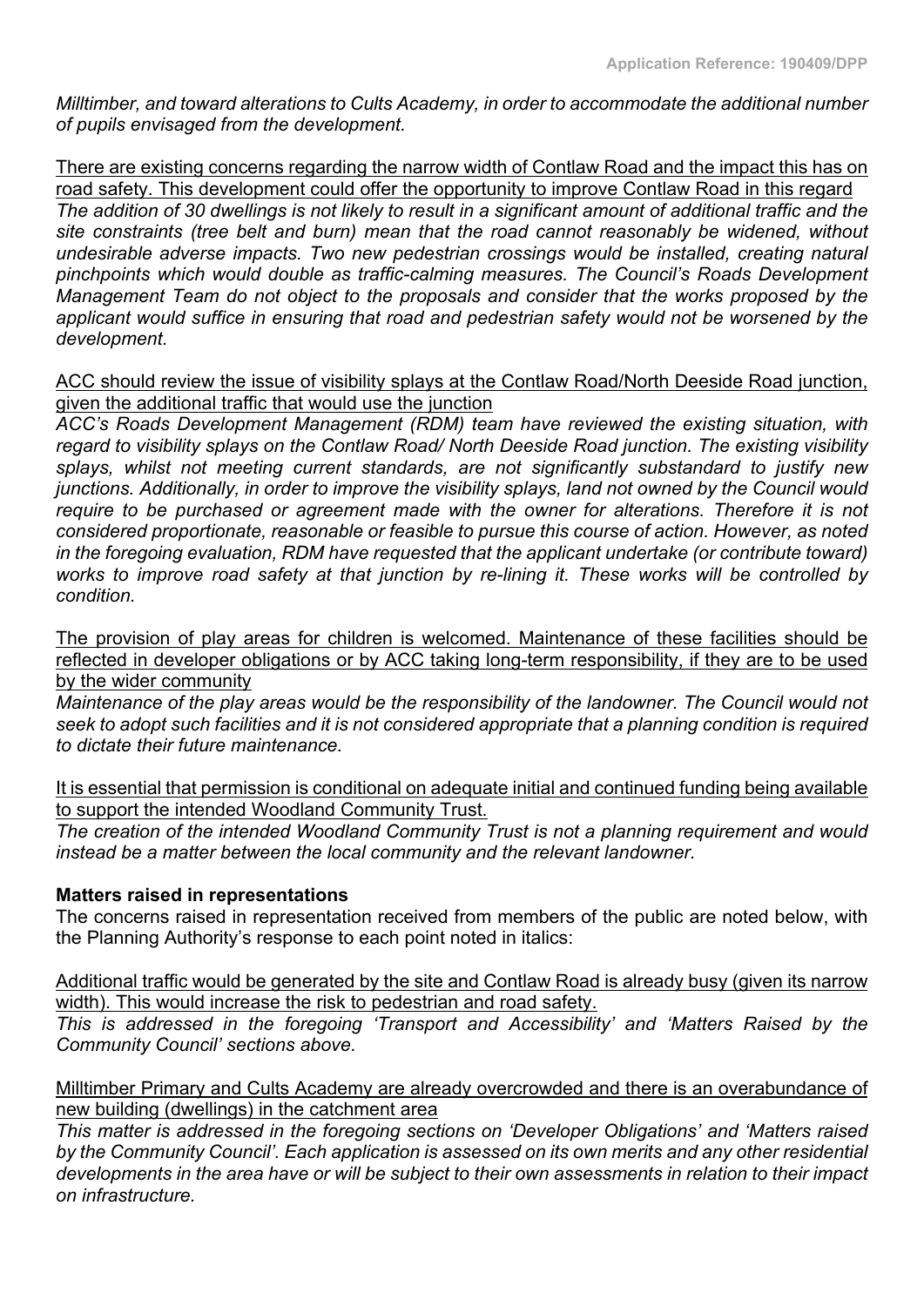*Milltimber, and toward alterations to Cults Academy, in order to accommodate the additional number of pupils envisaged from the development.*

<u>There are existing concerns regarding the narrow width of Contlaw Road and the impact this has on road safety. This development could offer the opportunity to improve Contlaw Road in this regard</u>
*The addition of 30 dwellings is not likely to result in a significant amount of additional traffic and the site constraints (tree belt and burn) mean that the road cannot reasonably be widened, without undesirable adverse impacts. Two new pedestrian crossings would be installed, creating natural pinchpoints which would double as traffic-calming measures. The Council's Roads Development Management Team do not object to the proposals and consider that the works proposed by the applicant would suffice in ensuring that road and pedestrian safety would not be worsened by the development.*

<u>ACC should review the issue of visibility splays at the Contlaw Road/North Deeside Road junction, given the additional traffic that would use the junction</u>
*ACC's Roads Development Management (RDM) team have reviewed the existing situation, with regard to visibility splays on the Contlaw Road/ North Deeside Road junction. The existing visibility splays, whilst not meeting current standards, are not significantly substandard to justify new junctions. Additionally, in order to improve the visibility splays, land not owned by the Council would require to be purchased or agreement made with the owner for alterations. Therefore it is not considered proportionate, reasonable or feasible to pursue this course of action. However, as noted in the foregoing evaluation, RDM have requested that the applicant undertake (or contribute toward) works to improve road safety at that junction by re-lining it. These works will be controlled by condition.*

<u>The provision of play areas for children is welcomed. Maintenance of these facilities should be reflected in developer obligations or by ACC taking long-term responsibility, if they are to be used by the wider community</u>
*Maintenance of the play areas would be the responsibility of the landowner. The Council would not seek to adopt such facilities and it is not considered appropriate that a planning condition is required to dictate their future maintenance.*

<u>It is essential that permission is conditional on adequate initial and continued funding being available to support the intended Woodland Community Trust.</u>
*The creation of the intended Woodland Community Trust is not a planning requirement and would instead be a matter between the local community and the relevant landowner.*

**Matters raised in representations**

The concerns raised in representation received from members of the public are noted below, with the Planning Authority's response to each point noted in italics:

<u>Additional traffic would be generated by the site and Contlaw Road is already busy (given its narrow width). This would increase the risk to pedestrian and road safety.</u>
*This is addressed in the foregoing 'Transport and Accessibility' and 'Matters Raised by the Community Council' sections above.*

<u>Milltimber Primary and Cults Academy are already overcrowded and there is an overabundance of new building (dwellings) in the catchment area</u>
*This matter is addressed in the foregoing sections on 'Developer Obligations' and 'Matters raised by the Community Council'. Each application is assessed on its own merits and any other residential developments in the area have or will be subject to their own assessments in relation to their impact on infrastructure.*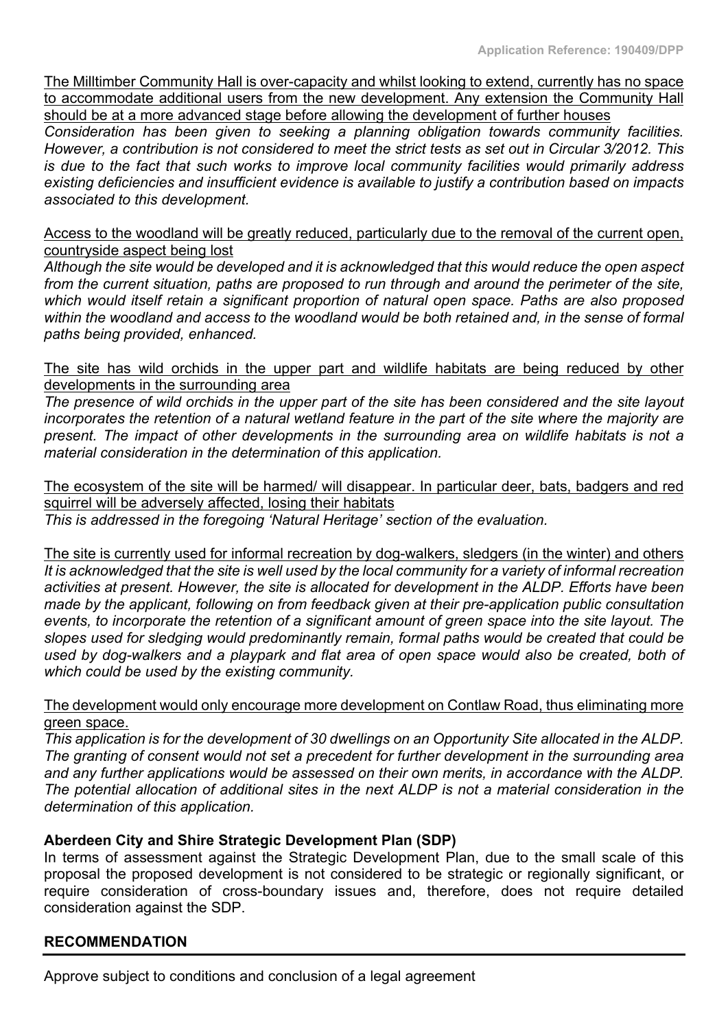The Milltimber Community Hall is over-capacity and whilst looking to extend, currently has no space to accommodate additional users from the new development. Any extension the Community Hall should be at a more advanced stage before allowing the development of further houses

*Consideration has been given to seeking a planning obligation towards community facilities. However, a contribution is not considered to meet the strict tests as set out in Circular 3/2012. This is due to the fact that such works to improve local community facilities would primarily address existing deficiencies and insufficient evidence is available to justify a contribution based on impacts associated to this development.*

Access to the woodland will be greatly reduced, particularly due to the removal of the current open, countryside aspect being lost

*Although the site would be developed and it is acknowledged that this would reduce the open aspect from the current situation, paths are proposed to run through and around the perimeter of the site, which would itself retain a significant proportion of natural open space. Paths are also proposed within the woodland and access to the woodland would be both retained and, in the sense of formal paths being provided, enhanced.*

The site has wild orchids in the upper part and wildlife habitats are being reduced by other developments in the surrounding area

*The presence of wild orchids in the upper part of the site has been considered and the site layout incorporates the retention of a natural wetland feature in the part of the site where the majority are present. The impact of other developments in the surrounding area on wildlife habitats is not a material consideration in the determination of this application.*

The ecosystem of the site will be harmed/ will disappear. In particular deer, bats, badgers and red squirrel will be adversely affected, losing their habitats

*This is addressed in the foregoing 'Natural Heritage' section of the evaluation.*

The site is currently used for informal recreation by dog-walkers, sledgers (in the winter) and others

*It is acknowledged that the site is well used by the local community for a variety of informal recreation activities at present. However, the site is allocated for development in the ALDP. Efforts have been made by the applicant, following on from feedback given at their pre-application public consultation events, to incorporate the retention of a significant amount of green space into the site layout. The slopes used for sledging would predominantly remain, formal paths would be created that could be used by dog-walkers and a playpark and flat area of open space would also be created, both of which could be used by the existing community.*

The development would only encourage more development on Contlaw Road, thus eliminating more green space.

*This application is for the development of 30 dwellings on an Opportunity Site allocated in the ALDP. The granting of consent would not set a precedent for further development in the surrounding area and any further applications would be assessed on their own merits, in accordance with the ALDP. The potential allocation of additional sites in the next ALDP is not a material consideration in the determination of this application.*

**Aberdeen City and Shire Strategic Development Plan (SDP)**

In terms of assessment against the Strategic Development Plan, due to the small scale of this proposal the proposed development is not considered to be strategic or regionally significant, or require consideration of cross-boundary issues and, therefore, does not require detailed consideration against the SDP.

## RECOMMENDATION

Approve subject to conditions and conclusion of a legal agreement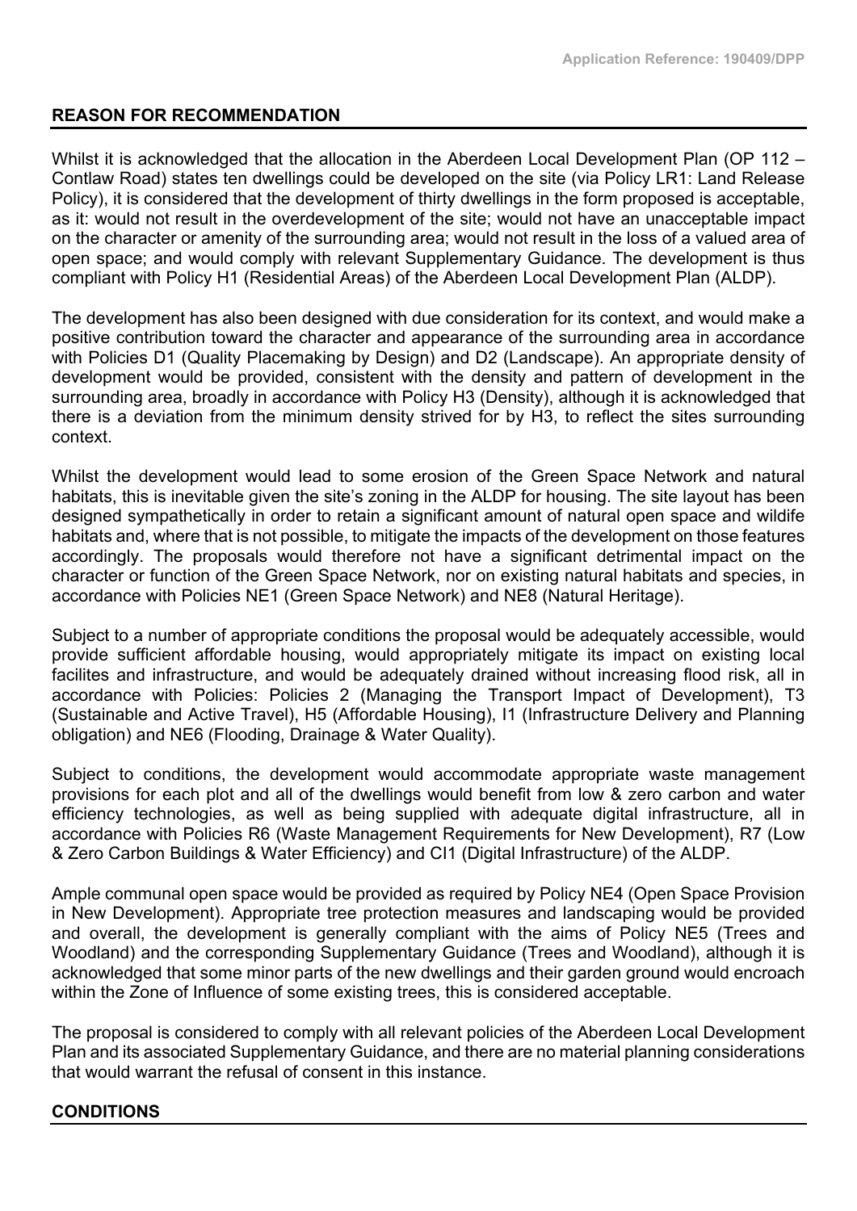## REASON FOR RECOMMENDATION

Whilst it is acknowledged that the allocation in the Aberdeen Local Development Plan (OP 112 – Contlaw Road) states ten dwellings could be developed on the site (via Policy LR1: Land Release Policy), it is considered that the development of thirty dwellings in the form proposed is acceptable, as it: would not result in the overdevelopment of the site; would not have an unacceptable impact on the character or amenity of the surrounding area; would not result in the loss of a valued area of open space; and would comply with relevant Supplementary Guidance. The development is thus compliant with Policy H1 (Residential Areas) of the Aberdeen Local Development Plan (ALDP).

The development has also been designed with due consideration for its context, and would make a positive contribution toward the character and appearance of the surrounding area in accordance with Policies D1 (Quality Placemaking by Design) and D2 (Landscape). An appropriate density of development would be provided, consistent with the density and pattern of development in the surrounding area, broadly in accordance with Policy H3 (Density), although it is acknowledged that there is a deviation from the minimum density strived for by H3, to reflect the sites surrounding context.

Whilst the development would lead to some erosion of the Green Space Network and natural habitats, this is inevitable given the site's zoning in the ALDP for housing. The site layout has been designed sympathetically in order to retain a significant amount of natural open space and wildife habitats and, where that is not possible, to mitigate the impacts of the development on those features accordingly. The proposals would therefore not have a significant detrimental impact on the character or function of the Green Space Network, nor on existing natural habitats and species, in accordance with Policies NE1 (Green Space Network) and NE8 (Natural Heritage).

Subject to a number of appropriate conditions the proposal would be adequately accessible, would provide sufficient affordable housing, would appropriately mitigate its impact on existing local facilites and infrastructure, and would be adequately drained without increasing flood risk, all in accordance with Policies: Policies 2 (Managing the Transport Impact of Development), T3 (Sustainable and Active Travel), H5 (Affordable Housing), I1 (Infrastructure Delivery and Planning obligation) and NE6 (Flooding, Drainage & Water Quality).

Subject to conditions, the development would accommodate appropriate waste management provisions for each plot and all of the dwellings would benefit from low & zero carbon and water efficiency technologies, as well as being supplied with adequate digital infrastructure, all in accordance with Policies R6 (Waste Management Requirements for New Development), R7 (Low & Zero Carbon Buildings & Water Efficiency) and CI1 (Digital Infrastructure) of the ALDP.

Ample communal open space would be provided as required by Policy NE4 (Open Space Provision in New Development). Appropriate tree protection measures and landscaping would be provided and overall, the development is generally compliant with the aims of Policy NE5 (Trees and Woodland) and the corresponding Supplementary Guidance (Trees and Woodland), although it is acknowledged that some minor parts of the new dwellings and their garden ground would encroach within the Zone of Influence of some existing trees, this is considered acceptable.

The proposal is considered to comply with all relevant policies of the Aberdeen Local Development Plan and its associated Supplementary Guidance, and there are no material planning considerations that would warrant the refusal of consent in this instance.

## CONDITIONS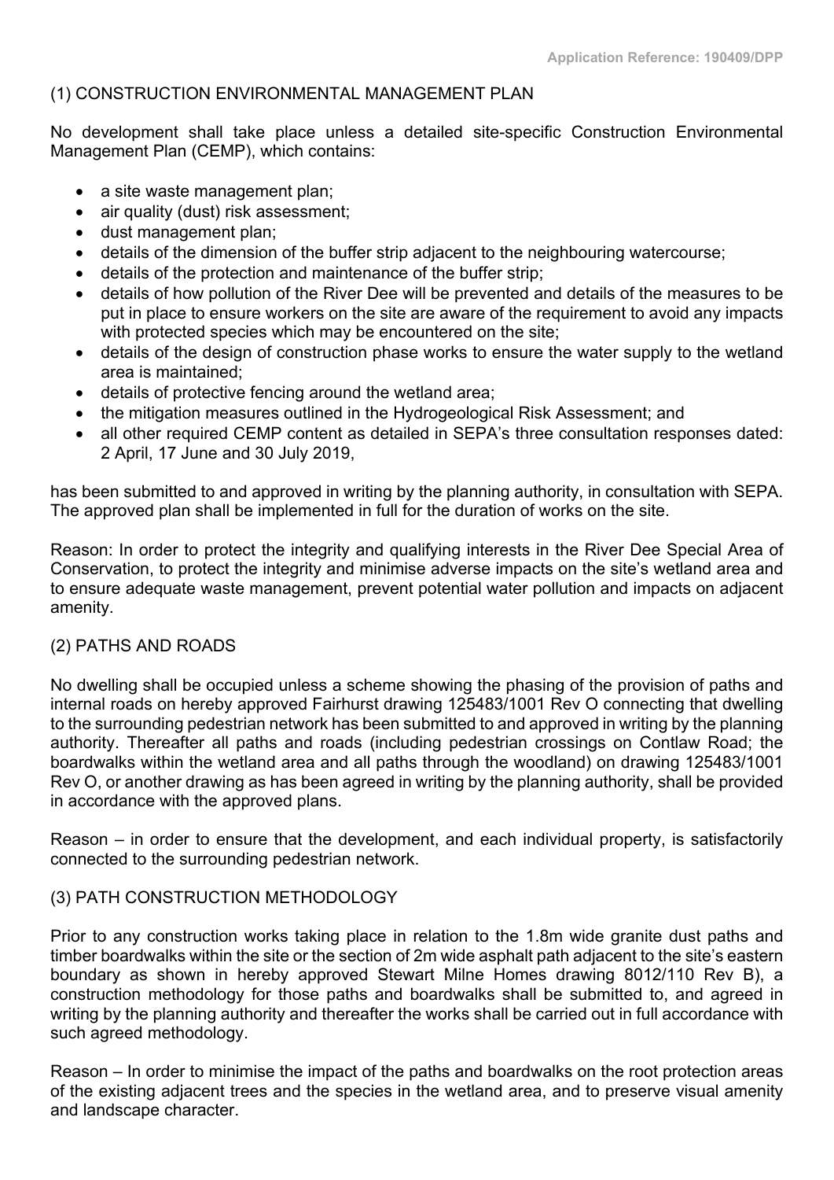### (1) CONSTRUCTION ENVIRONMENTAL MANAGEMENT PLAN

No development shall take place unless a detailed site-specific Construction Environmental Management Plan (CEMP), which contains:

- a site waste management plan;
- air quality (dust) risk assessment;
- dust management plan;
- details of the dimension of the buffer strip adjacent to the neighbouring watercourse;
- details of the protection and maintenance of the buffer strip;
- details of how pollution of the River Dee will be prevented and details of the measures to be put in place to ensure workers on the site are aware of the requirement to avoid any impacts with protected species which may be encountered on the site;
- details of the design of construction phase works to ensure the water supply to the wetland area is maintained;
- details of protective fencing around the wetland area;
- the mitigation measures outlined in the Hydrogeological Risk Assessment; and
- all other required CEMP content as detailed in SEPA's three consultation responses dated: 2 April, 17 June and 30 July 2019,

has been submitted to and approved in writing by the planning authority, in consultation with SEPA. The approved plan shall be implemented in full for the duration of works on the site.

Reason: In order to protect the integrity and qualifying interests in the River Dee Special Area of Conservation, to protect the integrity and minimise adverse impacts on the site's wetland area and to ensure adequate waste management, prevent potential water pollution and impacts on adjacent amenity.

### (2) PATHS AND ROADS

No dwelling shall be occupied unless a scheme showing the phasing of the provision of paths and internal roads on hereby approved Fairhurst drawing 125483/1001 Rev O connecting that dwelling to the surrounding pedestrian network has been submitted to and approved in writing by the planning authority. Thereafter all paths and roads (including pedestrian crossings on Contlaw Road; the boardwalks within the wetland area and all paths through the woodland) on drawing 125483/1001 Rev O, or another drawing as has been agreed in writing by the planning authority, shall be provided in accordance with the approved plans.

Reason – in order to ensure that the development, and each individual property, is satisfactorily connected to the surrounding pedestrian network.

### (3) PATH CONSTRUCTION METHODOLOGY

Prior to any construction works taking place in relation to the 1.8m wide granite dust paths and timber boardwalks within the site or the section of 2m wide asphalt path adjacent to the site's eastern boundary as shown in hereby approved Stewart Milne Homes drawing 8012/110 Rev B), a construction methodology for those paths and boardwalks shall be submitted to, and agreed in writing by the planning authority and thereafter the works shall be carried out in full accordance with such agreed methodology.

Reason – In order to minimise the impact of the paths and boardwalks on the root protection areas of the existing adjacent trees and the species in the wetland area, and to preserve visual amenity and landscape character.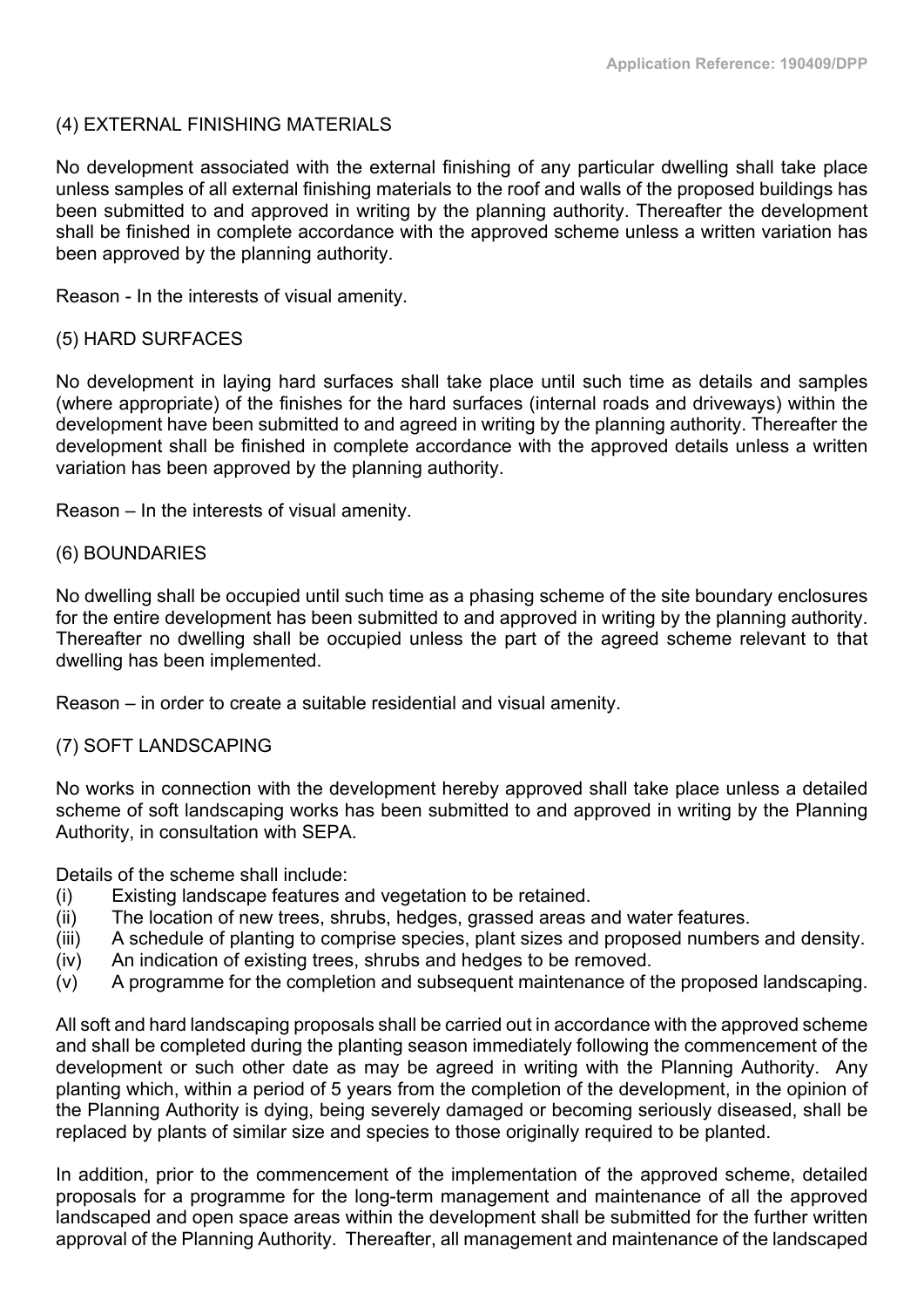(4) EXTERNAL FINISHING MATERIALS

No development associated with the external finishing of any particular dwelling shall take place unless samples of all external finishing materials to the roof and walls of the proposed buildings has been submitted to and approved in writing by the planning authority. Thereafter the development shall be finished in complete accordance with the approved scheme unless a written variation has been approved by the planning authority.

Reason - In the interests of visual amenity.

(5) HARD SURFACES

No development in laying hard surfaces shall take place until such time as details and samples (where appropriate) of the finishes for the hard surfaces (internal roads and driveways) within the development have been submitted to and agreed in writing by the planning authority. Thereafter the development shall be finished in complete accordance with the approved details unless a written variation has been approved by the planning authority.

Reason – In the interests of visual amenity.

(6) BOUNDARIES

No dwelling shall be occupied until such time as a phasing scheme of the site boundary enclosures for the entire development has been submitted to and approved in writing by the planning authority. Thereafter no dwelling shall be occupied unless the part of the agreed scheme relevant to that dwelling has been implemented.

Reason – in order to create a suitable residential and visual amenity.

(7) SOFT LANDSCAPING

No works in connection with the development hereby approved shall take place unless a detailed scheme of soft landscaping works has been submitted to and approved in writing by the Planning Authority, in consultation with SEPA.

Details of the scheme shall include:

(i) Existing landscape features and vegetation to be retained.
(ii) The location of new trees, shrubs, hedges, grassed areas and water features.
(iii) A schedule of planting to comprise species, plant sizes and proposed numbers and density.
(iv) An indication of existing trees, shrubs and hedges to be removed.
(v) A programme for the completion and subsequent maintenance of the proposed landscaping.

All soft and hard landscaping proposals shall be carried out in accordance with the approved scheme and shall be completed during the planting season immediately following the commencement of the development or such other date as may be agreed in writing with the Planning Authority. Any planting which, within a period of 5 years from the completion of the development, in the opinion of the Planning Authority is dying, being severely damaged or becoming seriously diseased, shall be replaced by plants of similar size and species to those originally required to be planted.

In addition, prior to the commencement of the implementation of the approved scheme, detailed proposals for a programme for the long-term management and maintenance of all the approved landscaped and open space areas within the development shall be submitted for the further written approval of the Planning Authority. Thereafter, all management and maintenance of the landscaped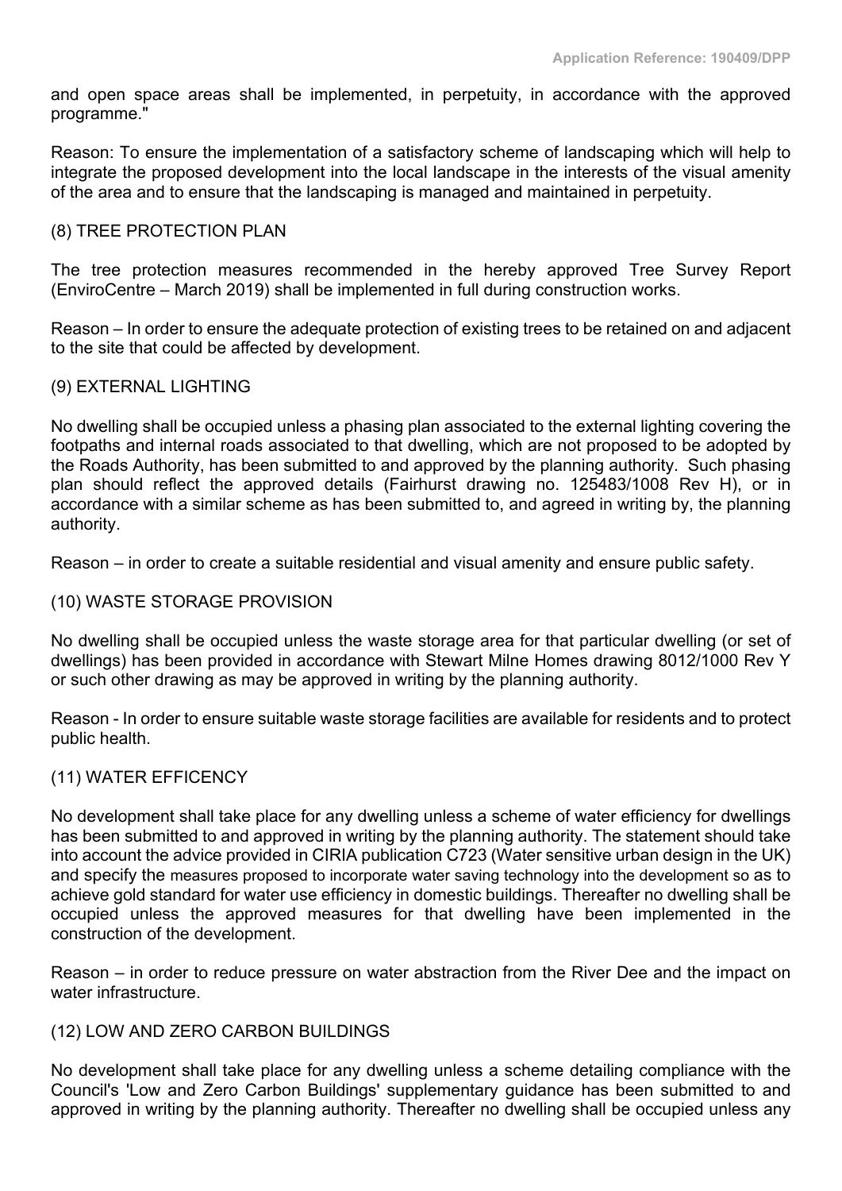and open space areas shall be implemented, in perpetuity, in accordance with the approved programme."

Reason: To ensure the implementation of a satisfactory scheme of landscaping which will help to integrate the proposed development into the local landscape in the interests of the visual amenity of the area and to ensure that the landscaping is managed and maintained in perpetuity.

(8) TREE PROTECTION PLAN

The tree protection measures recommended in the hereby approved Tree Survey Report (EnviroCentre – March 2019) shall be implemented in full during construction works.

Reason – In order to ensure the adequate protection of existing trees to be retained on and adjacent to the site that could be affected by development.

(9) EXTERNAL LIGHTING

No dwelling shall be occupied unless a phasing plan associated to the external lighting covering the footpaths and internal roads associated to that dwelling, which are not proposed to be adopted by the Roads Authority, has been submitted to and approved by the planning authority. Such phasing plan should reflect the approved details (Fairhurst drawing no. 125483/1008 Rev H), or in accordance with a similar scheme as has been submitted to, and agreed in writing by, the planning authority.

Reason – in order to create a suitable residential and visual amenity and ensure public safety.

(10) WASTE STORAGE PROVISION

No dwelling shall be occupied unless the waste storage area for that particular dwelling (or set of dwellings) has been provided in accordance with Stewart Milne Homes drawing 8012/1000 Rev Y or such other drawing as may be approved in writing by the planning authority.

Reason - In order to ensure suitable waste storage facilities are available for residents and to protect public health.

(11) WATER EFFICENCY

No development shall take place for any dwelling unless a scheme of water efficiency for dwellings has been submitted to and approved in writing by the planning authority. The statement should take into account the advice provided in CIRIA publication C723 (Water sensitive urban design in the UK) and specify the measures proposed to incorporate water saving technology into the development so as to achieve gold standard for water use efficiency in domestic buildings. Thereafter no dwelling shall be occupied unless the approved measures for that dwelling have been implemented in the construction of the development.

Reason – in order to reduce pressure on water abstraction from the River Dee and the impact on water infrastructure.

(12) LOW AND ZERO CARBON BUILDINGS

No development shall take place for any dwelling unless a scheme detailing compliance with the Council's 'Low and Zero Carbon Buildings' supplementary guidance has been submitted to and approved in writing by the planning authority. Thereafter no dwelling shall be occupied unless any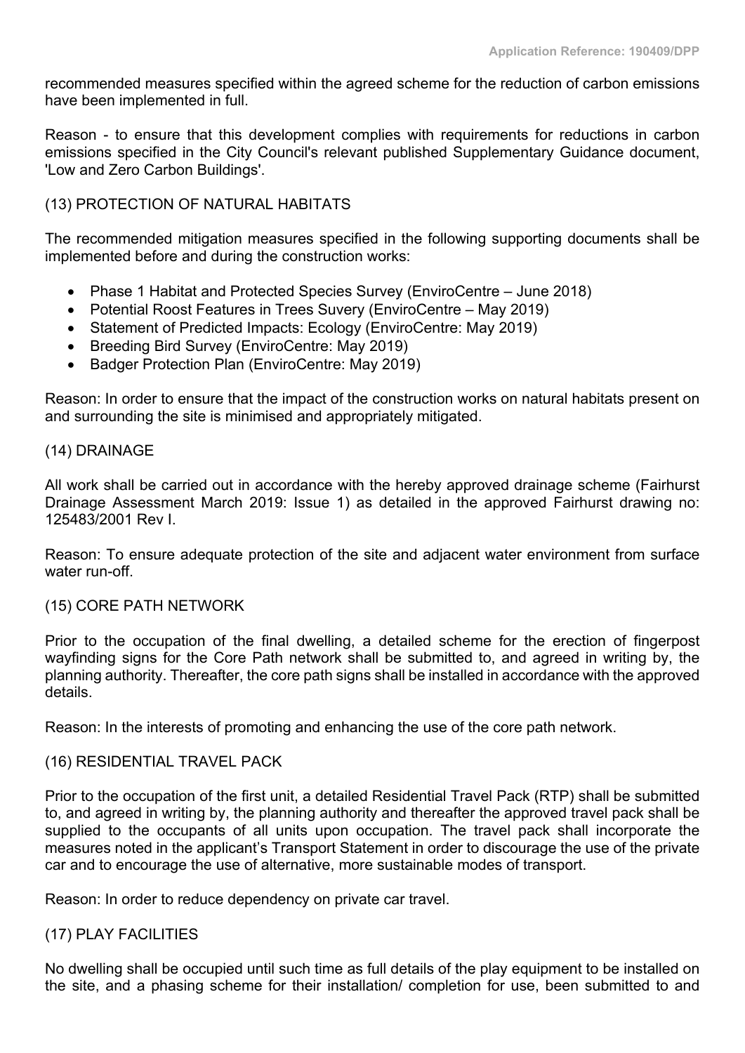recommended measures specified within the agreed scheme for the reduction of carbon emissions have been implemented in full.

Reason - to ensure that this development complies with requirements for reductions in carbon emissions specified in the City Council's relevant published Supplementary Guidance document, 'Low and Zero Carbon Buildings'.

(13) PROTECTION OF NATURAL HABITATS

The recommended mitigation measures specified in the following supporting documents shall be implemented before and during the construction works:

- Phase 1 Habitat and Protected Species Survey (EnviroCentre – June 2018)
- Potential Roost Features in Trees Suvery (EnviroCentre – May 2019)
- Statement of Predicted Impacts: Ecology (EnviroCentre: May 2019)
- Breeding Bird Survey (EnviroCentre: May 2019)
- Badger Protection Plan (EnviroCentre: May 2019)

Reason: In order to ensure that the impact of the construction works on natural habitats present on and surrounding the site is minimised and appropriately mitigated.

(14) DRAINAGE

All work shall be carried out in accordance with the hereby approved drainage scheme (Fairhurst Drainage Assessment March 2019: Issue 1) as detailed in the approved Fairhurst drawing no: 125483/2001 Rev I.

Reason: To ensure adequate protection of the site and adjacent water environment from surface water run-off.

(15) CORE PATH NETWORK

Prior to the occupation of the final dwelling, a detailed scheme for the erection of fingerpost wayfinding signs for the Core Path network shall be submitted to, and agreed in writing by, the planning authority. Thereafter, the core path signs shall be installed in accordance with the approved details.

Reason: In the interests of promoting and enhancing the use of the core path network.

(16) RESIDENTIAL TRAVEL PACK

Prior to the occupation of the first unit, a detailed Residential Travel Pack (RTP) shall be submitted to, and agreed in writing by, the planning authority and thereafter the approved travel pack shall be supplied to the occupants of all units upon occupation. The travel pack shall incorporate the measures noted in the applicant's Transport Statement in order to discourage the use of the private car and to encourage the use of alternative, more sustainable modes of transport.

Reason: In order to reduce dependency on private car travel.

(17) PLAY FACILITIES

No dwelling shall be occupied until such time as full details of the play equipment to be installed on the site, and a phasing scheme for their installation/ completion for use, been submitted to and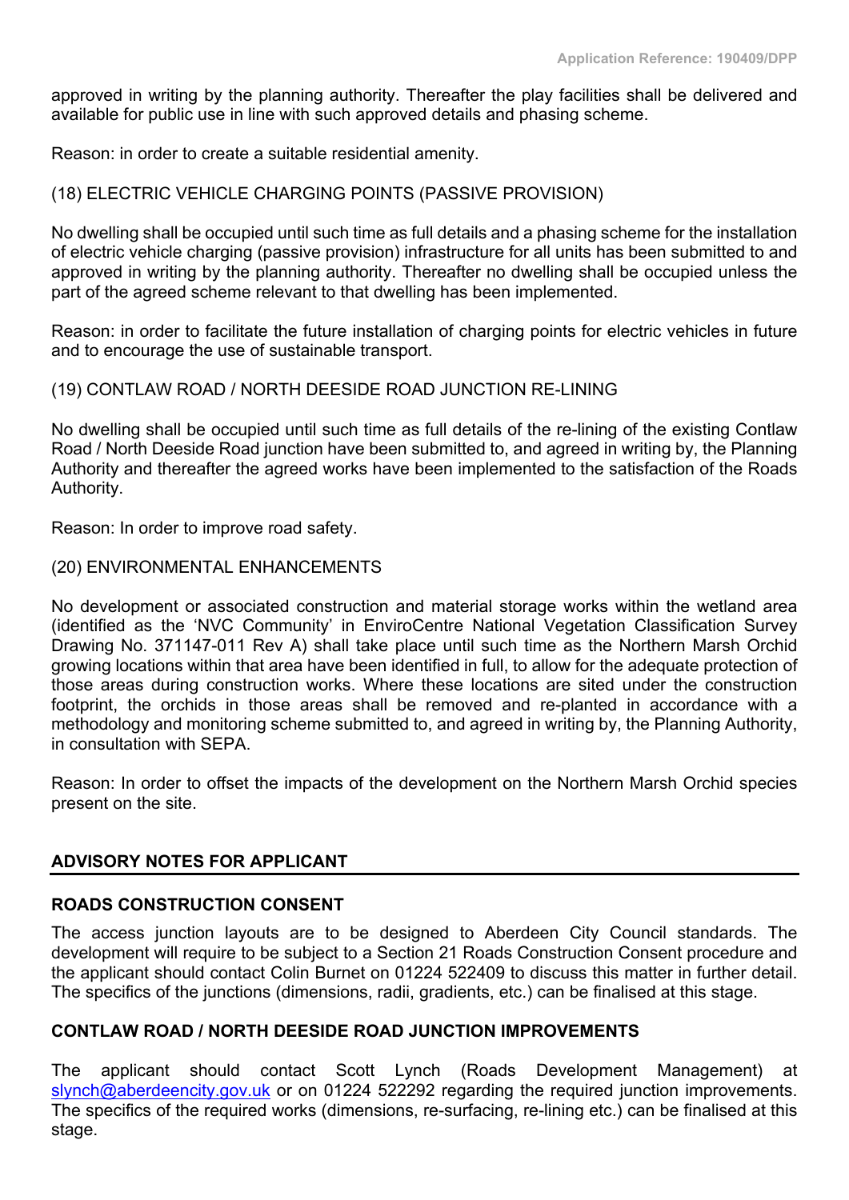approved in writing by the planning authority. Thereafter the play facilities shall be delivered and available for public use in line with such approved details and phasing scheme.

Reason: in order to create a suitable residential amenity.

(18) ELECTRIC VEHICLE CHARGING POINTS (PASSIVE PROVISION)

No dwelling shall be occupied until such time as full details and a phasing scheme for the installation of electric vehicle charging (passive provision) infrastructure for all units has been submitted to and approved in writing by the planning authority. Thereafter no dwelling shall be occupied unless the part of the agreed scheme relevant to that dwelling has been implemented.

Reason: in order to facilitate the future installation of charging points for electric vehicles in future and to encourage the use of sustainable transport.

(19) CONTLAW ROAD / NORTH DEESIDE ROAD JUNCTION RE-LINING

No dwelling shall be occupied until such time as full details of the re-lining of the existing Contlaw Road / North Deeside Road junction have been submitted to, and agreed in writing by, the Planning Authority and thereafter the agreed works have been implemented to the satisfaction of the Roads Authority.

Reason: In order to improve road safety.

(20) ENVIRONMENTAL ENHANCEMENTS

No development or associated construction and material storage works within the wetland area (identified as the 'NVC Community' in EnviroCentre National Vegetation Classification Survey Drawing No. 371147-011 Rev A) shall take place until such time as the Northern Marsh Orchid growing locations within that area have been identified in full, to allow for the adequate protection of those areas during construction works. Where these locations are sited under the construction footprint, the orchids in those areas shall be removed and re-planted in accordance with a methodology and monitoring scheme submitted to, and agreed in writing by, the Planning Authority, in consultation with SEPA.

Reason: In order to offset the impacts of the development on the Northern Marsh Orchid species present on the site.

## ADVISORY NOTES FOR APPLICANT

### ROADS CONSTRUCTION CONSENT

The access junction layouts are to be designed to Aberdeen City Council standards. The development will require to be subject to a Section 21 Roads Construction Consent procedure and the applicant should contact Colin Burnet on 01224 522409 to discuss this matter in further detail. The specifics of the junctions (dimensions, radii, gradients, etc.) can be finalised at this stage.

### CONTLAW ROAD / NORTH DEESIDE ROAD JUNCTION IMPROVEMENTS

The applicant should contact Scott Lynch (Roads Development Management) at slynch@aberdeencity.gov.uk or on 01224 522292 regarding the required junction improvements. The specifics of the required works (dimensions, re-surfacing, re-lining etc.) can be finalised at this stage.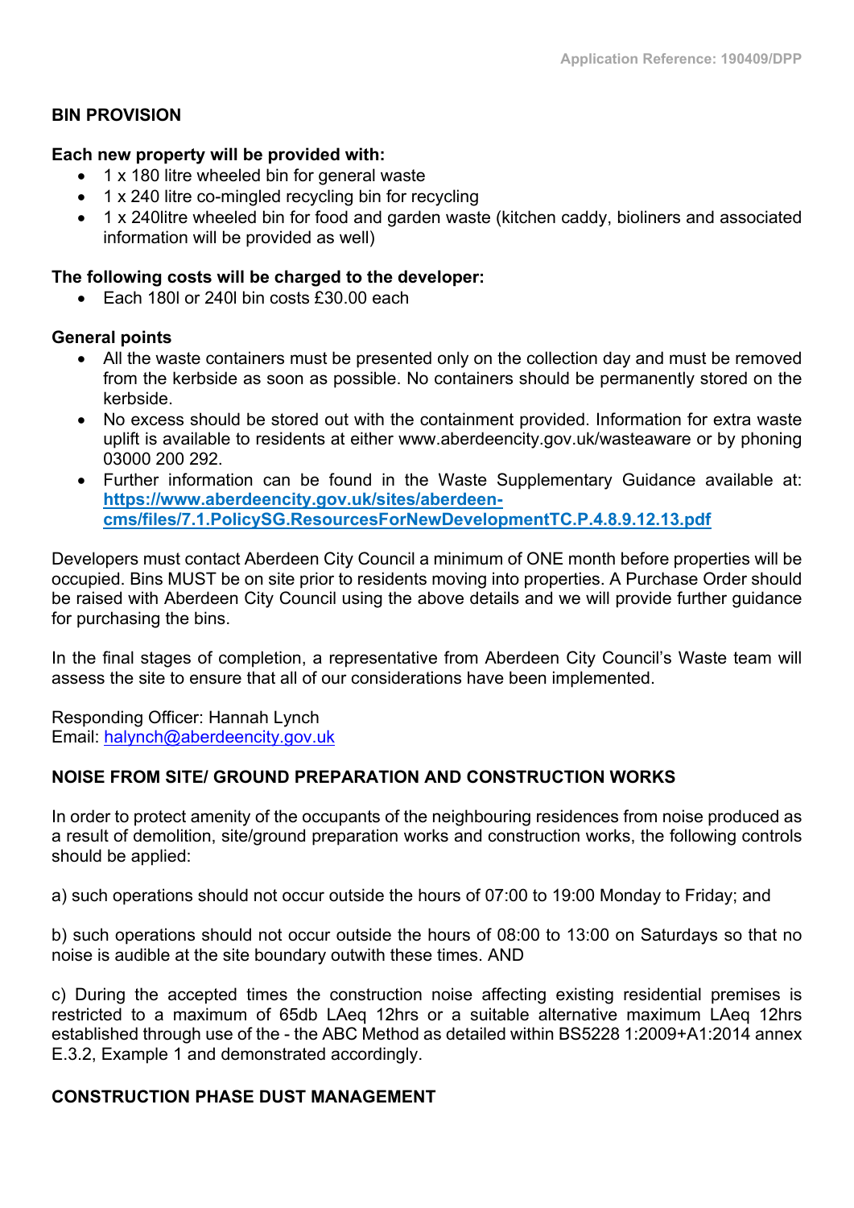## BIN PROVISION

**Each new property will be provided with:**

- 1 x 180 litre wheeled bin for general waste
- 1 x 240 litre co-mingled recycling bin for recycling
- 1 x 240litre wheeled bin for food and garden waste (kitchen caddy, bioliners and associated information will be provided as well)

**The following costs will be charged to the developer:**

- Each 180l or 240l bin costs £30.00 each

**General points**

- All the waste containers must be presented only on the collection day and must be removed from the kerbside as soon as possible. No containers should be permanently stored on the kerbside.
- No excess should be stored out with the containment provided. Information for extra waste uplift is available to residents at either www.aberdeencity.gov.uk/wasteaware or by phoning 03000 200 292.
- Further information can be found in the Waste Supplementary Guidance available at: [https://www.aberdeencity.gov.uk/sites/aberdeen-cms/files/7.1.PolicySG.ResourcesForNewDevelopmentTC.P.4.8.9.12.13.pdf](https://www.aberdeencity.gov.uk/sites/aberdeen-cms/files/7.1.PolicySG.ResourcesForNewDevelopmentTC.P.4.8.9.12.13.pdf)

Developers must contact Aberdeen City Council a minimum of ONE month before properties will be occupied. Bins MUST be on site prior to residents moving into properties. A Purchase Order should be raised with Aberdeen City Council using the above details and we will provide further guidance for purchasing the bins.

In the final stages of completion, a representative from Aberdeen City Council's Waste team will assess the site to ensure that all of our considerations have been implemented.

Responding Officer: Hannah Lynch
Email: [halynch@aberdeencity.gov.uk](mailto:halynch@aberdeencity.gov.uk)

## NOISE FROM SITE/ GROUND PREPARATION AND CONSTRUCTION WORKS

In order to protect amenity of the occupants of the neighbouring residences from noise produced as a result of demolition, site/ground preparation works and construction works, the following controls should be applied:

a) such operations should not occur outside the hours of 07:00 to 19:00 Monday to Friday; and

b) such operations should not occur outside the hours of 08:00 to 13:00 on Saturdays so that no noise is audible at the site boundary outwith these times. AND

c) During the accepted times the construction noise affecting existing residential premises is restricted to a maximum of 65db LAeq 12hrs or a suitable alternative maximum LAeq 12hrs established through use of the - the ABC Method as detailed within BS5228 1:2009+A1:2014 annex E.3.2, Example 1 and demonstrated accordingly.

## CONSTRUCTION PHASE DUST MANAGEMENT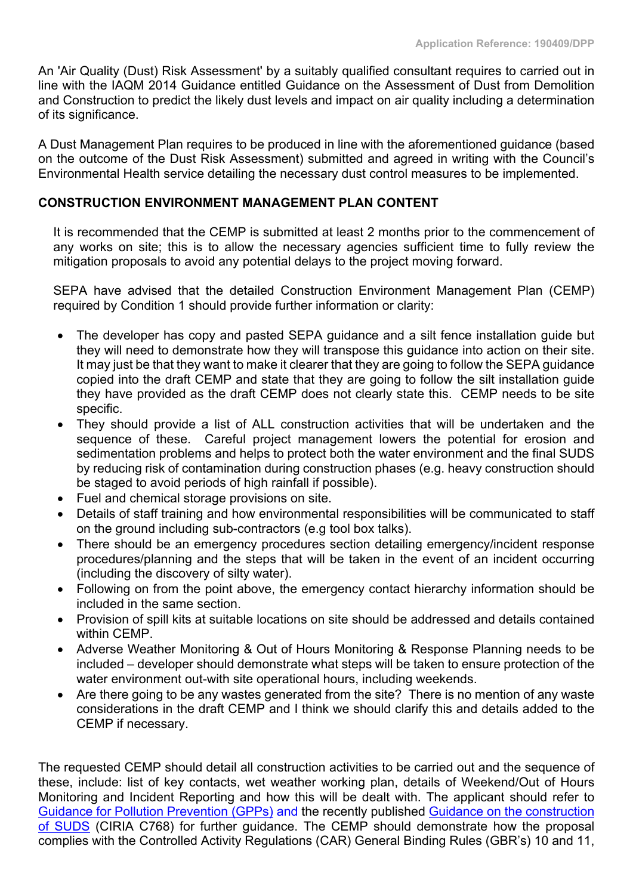An 'Air Quality (Dust) Risk Assessment' by a suitably qualified consultant requires to carried out in line with the IAQM 2014 Guidance entitled Guidance on the Assessment of Dust from Demolition and Construction to predict the likely dust levels and impact on air quality including a determination of its significance.

A Dust Management Plan requires to be produced in line with the aforementioned guidance (based on the outcome of the Dust Risk Assessment) submitted and agreed in writing with the Council's Environmental Health service detailing the necessary dust control measures to be implemented.

**CONSTRUCTION ENVIRONMENT MANAGEMENT PLAN CONTENT**

It is recommended that the CEMP is submitted at least 2 months prior to the commencement of any works on site; this is to allow the necessary agencies sufficient time to fully review the mitigation proposals to avoid any potential delays to the project moving forward.

SEPA have advised that the detailed Construction Environment Management Plan (CEMP) required by Condition 1 should provide further information or clarity:

- The developer has copy and pasted SEPA guidance and a silt fence installation guide but they will need to demonstrate how they will transpose this guidance into action on their site. It may just be that they want to make it clearer that they are going to follow the SEPA guidance copied into the draft CEMP and state that they are going to follow the silt installation guide they have provided as the draft CEMP does not clearly state this. CEMP needs to be site specific.
- They should provide a list of ALL construction activities that will be undertaken and the sequence of these. Careful project management lowers the potential for erosion and sedimentation problems and helps to protect both the water environment and the final SUDS by reducing risk of contamination during construction phases (e.g. heavy construction should be staged to avoid periods of high rainfall if possible).
- Fuel and chemical storage provisions on site.
- Details of staff training and how environmental responsibilities will be communicated to staff on the ground including sub-contractors (e.g tool box talks).
- There should be an emergency procedures section detailing emergency/incident response procedures/planning and the steps that will be taken in the event of an incident occurring (including the discovery of silty water).
- Following on from the point above, the emergency contact hierarchy information should be included in the same section.
- Provision of spill kits at suitable locations on site should be addressed and details contained within CEMP.
- Adverse Weather Monitoring & Out of Hours Monitoring & Response Planning needs to be included – developer should demonstrate what steps will be taken to ensure protection of the water environment out-with site operational hours, including weekends.
- Are there going to be any wastes generated from the site? There is no mention of any waste considerations in the draft CEMP and I think we should clarify this and details added to the CEMP if necessary.

The requested CEMP should detail all construction activities to be carried out and the sequence of these, include: list of key contacts, wet weather working plan, details of Weekend/Out of Hours Monitoring and Incident Reporting and how this will be dealt with. The applicant should refer to Guidance for Pollution Prevention (GPPs) and the recently published Guidance on the construction of SUDS (CIRIA C768) for further guidance. The CEMP should demonstrate how the proposal complies with the Controlled Activity Regulations (CAR) General Binding Rules (GBR's) 10 and 11,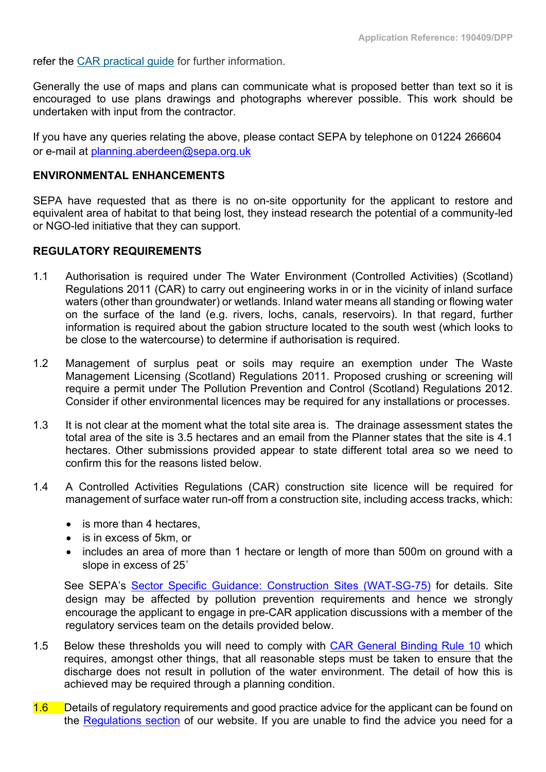refer the CAR practical guide for further information.

Generally the use of maps and plans can communicate what is proposed better than text so it is encouraged to use plans drawings and photographs wherever possible. This work should be undertaken with input from the contractor.

If you have any queries relating the above, please contact SEPA by telephone on 01224 266604 or e-mail at planning.aberdeen@sepa.org.uk

**ENVIRONMENTAL ENHANCEMENTS**

SEPA have requested that as there is no on-site opportunity for the applicant to restore and equivalent area of habitat to that being lost, they instead research the potential of a community-led or NGO-led initiative that they can support.

**REGULATORY REQUIREMENTS**

1.1 Authorisation is required under The Water Environment (Controlled Activities) (Scotland) Regulations 2011 (CAR) to carry out engineering works in or in the vicinity of inland surface waters (other than groundwater) or wetlands. Inland water means all standing or flowing water on the surface of the land (e.g. rivers, lochs, canals, reservoirs). In that regard, further information is required about the gabion structure located to the south west (which looks to be close to the watercourse) to determine if authorisation is required.

1.2 Management of surplus peat or soils may require an exemption under The Waste Management Licensing (Scotland) Regulations 2011. Proposed crushing or screening will require a permit under The Pollution Prevention and Control (Scotland) Regulations 2012. Consider if other environmental licences may be required for any installations or processes.

1.3 It is not clear at the moment what the total site area is. The drainage assessment states the total area of the site is 3.5 hectares and an email from the Planner states that the site is 4.1 hectares. Other submissions provided appear to state different total area so we need to confirm this for the reasons listed below.

1.4 A Controlled Activities Regulations (CAR) construction site licence will be required for management of surface water run-off from a construction site, including access tracks, which:

- is more than 4 hectares,
- is in excess of 5km, or
- includes an area of more than 1 hectare or length of more than 500m on ground with a slope in excess of 25˚

See SEPA's Sector Specific Guidance: Construction Sites (WAT-SG-75) for details. Site design may be affected by pollution prevention requirements and hence we strongly encourage the applicant to engage in pre-CAR application discussions with a member of the regulatory services team on the details provided below.

1.5 Below these thresholds you will need to comply with CAR General Binding Rule 10 which requires, amongst other things, that all reasonable steps must be taken to ensure that the discharge does not result in pollution of the water environment. The detail of how this is achieved may be required through a planning condition.

1.6 Details of regulatory requirements and good practice advice for the applicant can be found on the Regulations section of our website. If you are unable to find the advice you need for a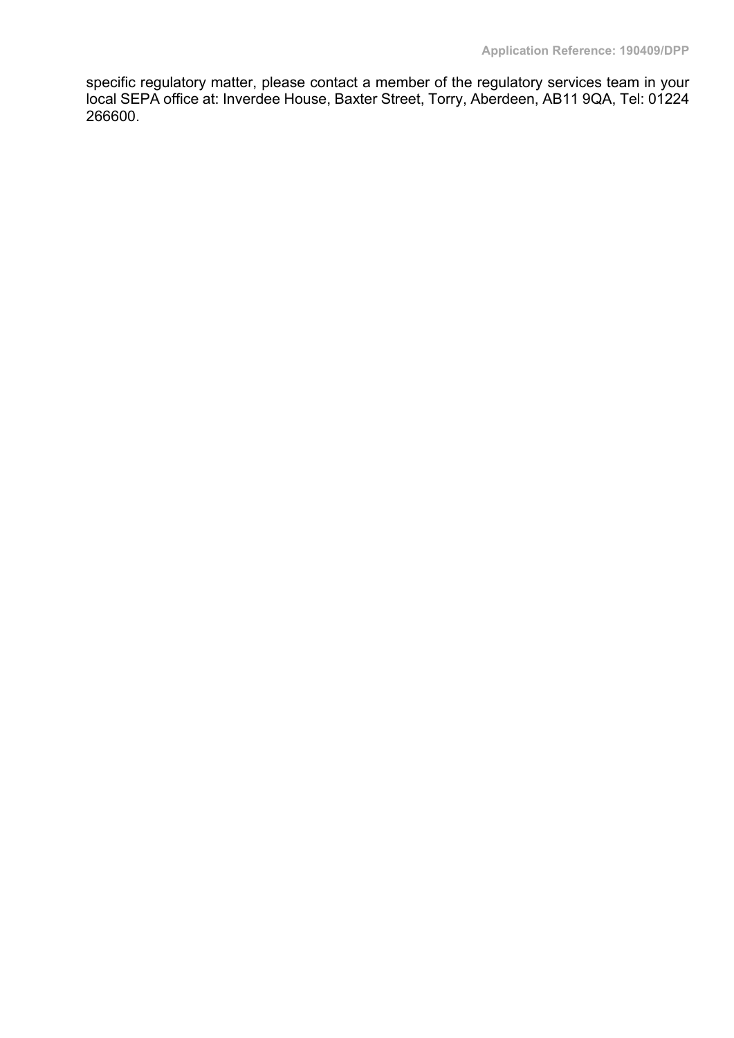specific regulatory matter, please contact a member of the regulatory services team in your local SEPA office at: Inverdee House, Baxter Street, Torry, Aberdeen, AB11 9QA, Tel: 01224 266600.